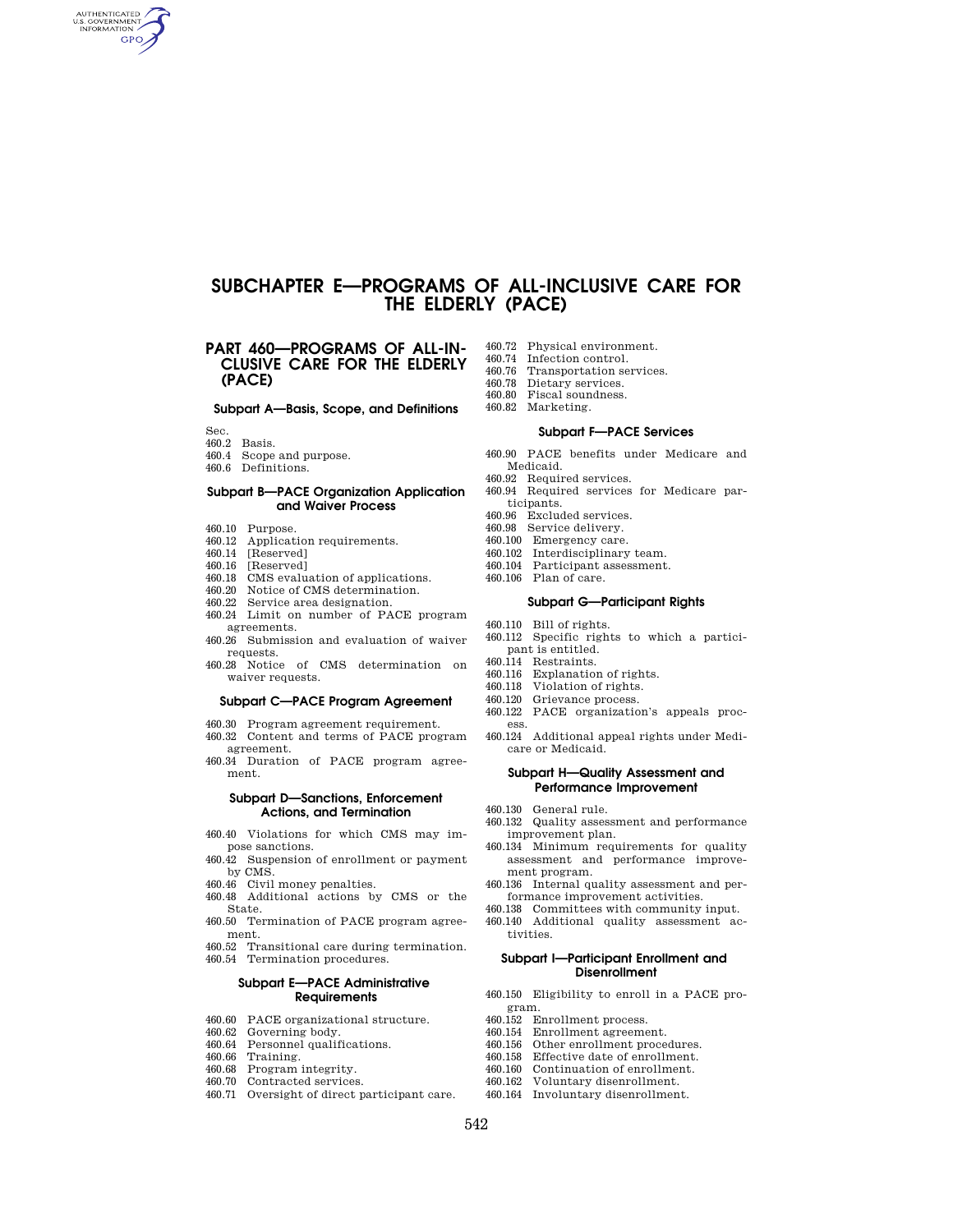# SUBCHAPTER E—PROGRAMS OF ALL-INCLUSIVE CARE FOR THE ELDERLY (PACE)

## PART 460—PROGRAMS OF ALL-INCLUSIVE CARE FOR THE ELDERLY (PACE)

### Subpart A—Basis, Scope, and Definitions

Sec.

460.2 Basis.
460.4 Scope and purpose.
460.6 Definitions.

### Subpart B—PACE Organization Application and Waiver Process

460.10 Purpose.
460.12 Application requirements.
460.14 [Reserved]
460.16 [Reserved]
460.18 CMS evaluation of applications.
460.20 Notice of CMS determination.
460.22 Service area designation.
460.24 Limit on number of PACE program agreements.
460.26 Submission and evaluation of waiver requests.
460.28 Notice of CMS determination on waiver requests.

### Subpart C—PACE Program Agreement

460.30 Program agreement requirement.
460.32 Content and terms of PACE program agreement.
460.34 Duration of PACE program agreement.

### Subpart D—Sanctions, Enforcement Actions, and Termination

460.40 Violations for which CMS may impose sanctions.
460.42 Suspension of enrollment or payment by CMS.
460.46 Civil money penalties.
460.48 Additional actions by CMS or the State.
460.50 Termination of PACE program agreement.
460.52 Transitional care during termination.
460.54 Termination procedures.

### Subpart E—PACE Administrative Requirements

460.60 PACE organizational structure.
460.62 Governing body.
460.64 Personnel qualifications.
460.66 Training.
460.68 Program integrity.
460.70 Contracted services.
460.71 Oversight of direct participant care.
460.72 Physical environment.
460.74 Infection control.
460.76 Transportation services.
460.78 Dietary services.
460.80 Fiscal soundness.
460.82 Marketing.

### Subpart F—PACE Services

460.90 PACE benefits under Medicare and Medicaid.
460.92 Required services.
460.94 Required services for Medicare participants.
460.96 Excluded services.
460.98 Service delivery.
460.100 Emergency care.
460.102 Interdisciplinary team.
460.104 Participant assessment.
460.106 Plan of care.

### Subpart G—Participant Rights

460.110 Bill of rights.
460.112 Specific rights to which a participant is entitled.
460.114 Restraints.
460.116 Explanation of rights.
460.118 Violation of rights.
460.120 Grievance process.
460.122 PACE organization's appeals process.
460.124 Additional appeal rights under Medicare or Medicaid.

### Subpart H—Quality Assessment and Performance Improvement

460.130 General rule.
460.132 Quality assessment and performance improvement plan.
460.134 Minimum requirements for quality assessment and performance improvement program.
460.136 Internal quality assessment and performance improvement activities.
460.138 Committees with community input.
460.140 Additional quality assessment activities.

### Subpart I—Participant Enrollment and Disenrollment

460.150 Eligibility to enroll in a PACE program.
460.152 Enrollment process.
460.154 Enrollment agreement.
460.156 Other enrollment procedures.
460.158 Effective date of enrollment.
460.160 Continuation of enrollment.
460.162 Voluntary disenrollment.
460.164 Involuntary disenrollment.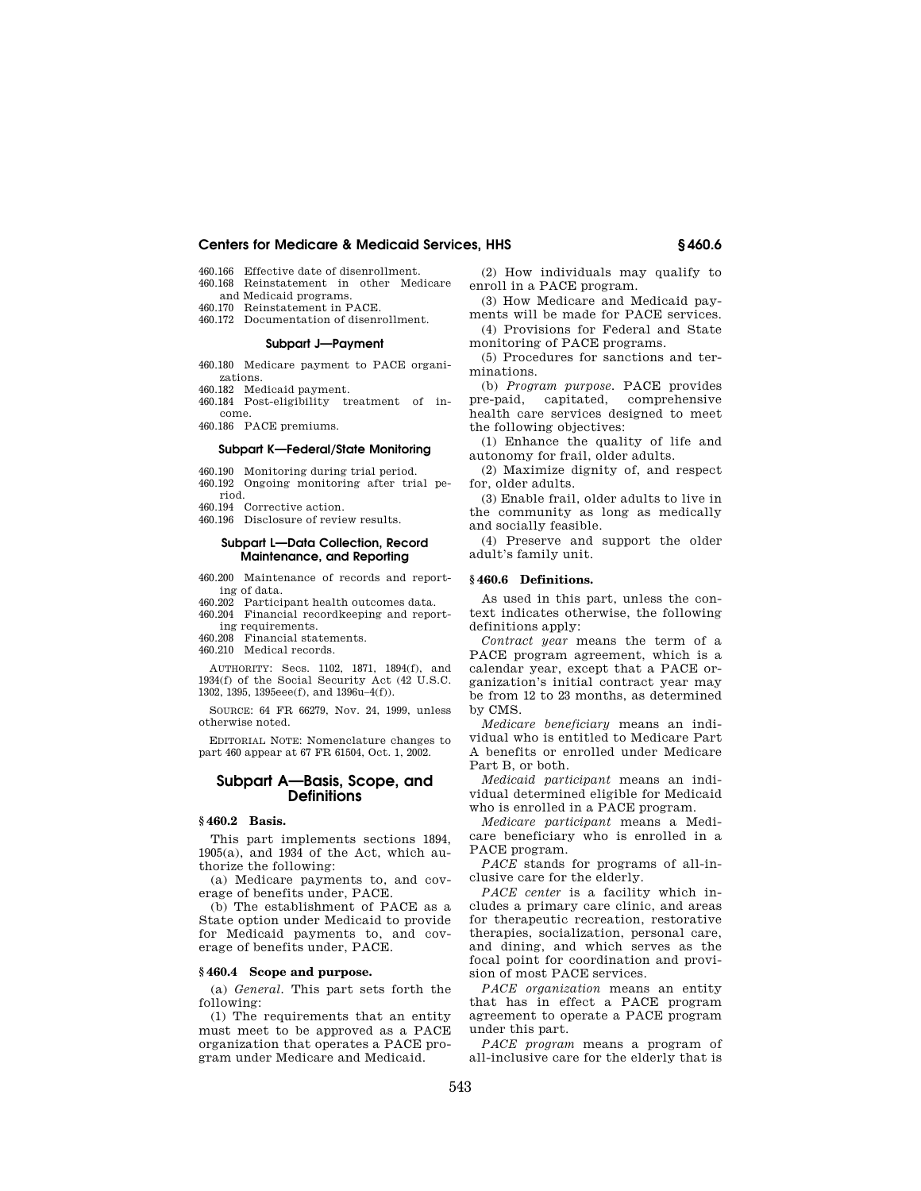460.166 Effective date of disenrollment.
460.168 Reinstatement in other Medicare and Medicaid programs.
460.170 Reinstatement in PACE.
460.172 Documentation of disenrollment.

#### Subpart J—Payment

460.180 Medicare payment to PACE organizations.
460.182 Medicaid payment.
460.184 Post-eligibility treatment of income.
460.186 PACE premiums.

#### Subpart K—Federal/State Monitoring

460.190 Monitoring during trial period.
460.192 Ongoing monitoring after trial period.
460.194 Corrective action.
460.196 Disclosure of review results.

#### Subpart L—Data Collection, Record Maintenance, and Reporting

460.200 Maintenance of records and reporting of data.
460.202 Participant health outcomes data.
460.204 Financial recordkeeping and reporting requirements.
460.208 Financial statements.
460.210 Medical records.

AUTHORITY: Secs. 1102, 1871, 1894(f), and 1934(f) of the Social Security Act (42 U.S.C. 1302, 1395, 1395eee(f), and 1396u–4(f)).

SOURCE: 64 FR 66279, Nov. 24, 1999, unless otherwise noted.

EDITORIAL NOTE: Nomenclature changes to part 460 appear at 67 FR 61504, Oct. 1, 2002.

## Subpart A—Basis, Scope, and Definitions

### § 460.2 Basis.

This part implements sections 1894, 1905(a), and 1934 of the Act, which authorize the following:

(a) Medicare payments to, and coverage of benefits under, PACE.

(b) The establishment of PACE as a State option under Medicaid to provide for Medicaid payments to, and coverage of benefits under, PACE.

### § 460.4 Scope and purpose.

(a) *General.* This part sets forth the following:

(1) The requirements that an entity must meet to be approved as a PACE organization that operates a PACE program under Medicare and Medicaid.

(2) How individuals may qualify to enroll in a PACE program.

(3) How Medicare and Medicaid payments will be made for PACE services.

(4) Provisions for Federal and State monitoring of PACE programs.

(5) Procedures for sanctions and terminations.

(b) *Program purpose.* PACE provides pre-paid, capitated, comprehensive health care services designed to meet the following objectives:

(1) Enhance the quality of life and autonomy for frail, older adults.

(2) Maximize dignity of, and respect for, older adults.

(3) Enable frail, older adults to live in the community as long as medically and socially feasible.

(4) Preserve and support the older adult's family unit.

### § 460.6 Definitions.

As used in this part, unless the context indicates otherwise, the following definitions apply:

*Contract year* means the term of a PACE program agreement, which is a calendar year, except that a PACE organization's initial contract year may be from 12 to 23 months, as determined by CMS.

*Medicare beneficiary* means an individual who is entitled to Medicare Part A benefits or enrolled under Medicare Part B, or both.

*Medicaid participant* means an individual determined eligible for Medicaid who is enrolled in a PACE program.

*Medicare participant* means a Medicare beneficiary who is enrolled in a PACE program.

*PACE* stands for programs of all-inclusive care for the elderly.

*PACE center* is a facility which includes a primary care clinic, and areas for therapeutic recreation, restorative therapies, socialization, personal care, and dining, and which serves as the focal point for coordination and provision of most PACE services.

*PACE organization* means an entity that has in effect a PACE program agreement to operate a PACE program under this part.

*PACE program* means a program of all-inclusive care for the elderly that is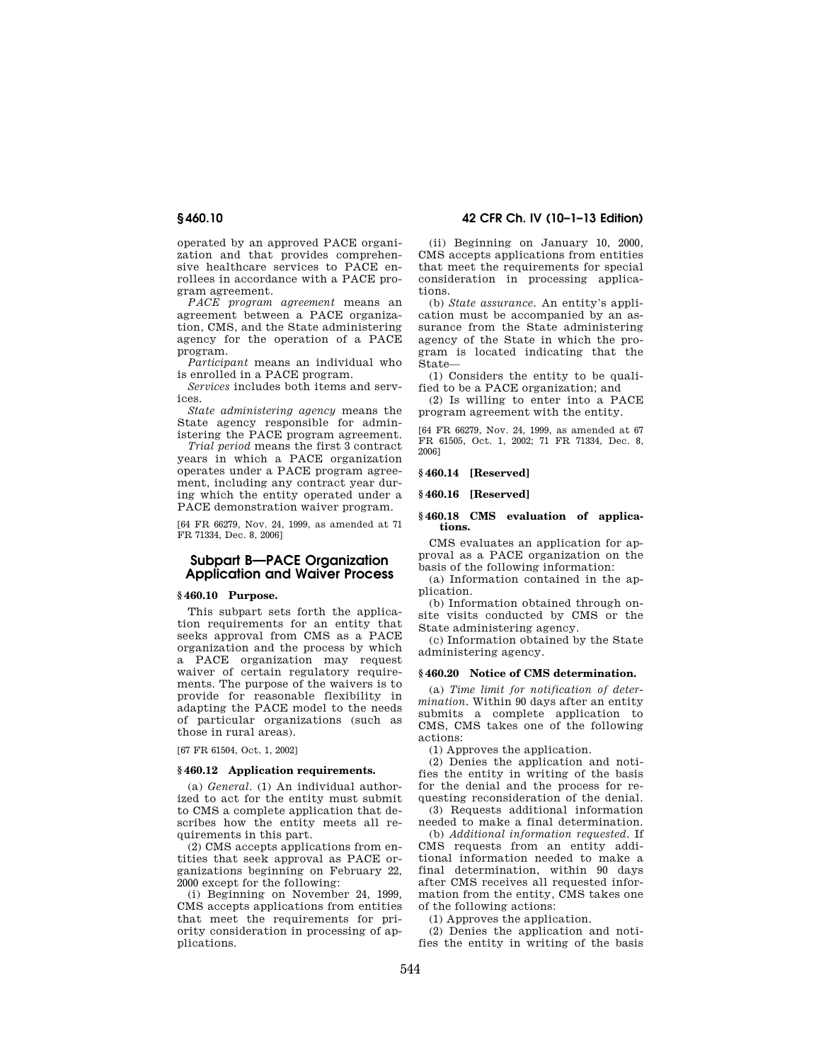operated by an approved PACE organization and that provides comprehensive healthcare services to PACE enrollees in accordance with a PACE program agreement.

*PACE program agreement* means an agreement between a PACE organization, CMS, and the State administering agency for the operation of a PACE program.

*Participant* means an individual who is enrolled in a PACE program.

*Services* includes both items and services.

*State administering agency* means the State agency responsible for administering the PACE program agreement.

*Trial period* means the first 3 contract years in which a PACE organization operates under a PACE program agreement, including any contract year during which the entity operated under a PACE demonstration waiver program.

[64 FR 66279, Nov. 24, 1999, as amended at 71 FR 71334, Dec. 8, 2006]

## Subpart B—PACE Organization Application and Waiver Process

### § 460.10 Purpose.

This subpart sets forth the application requirements for an entity that seeks approval from CMS as a PACE organization and the process by which a PACE organization may request waiver of certain regulatory requirements. The purpose of the waivers is to provide for reasonable flexibility in adapting the PACE model to the needs of particular organizations (such as those in rural areas).

[67 FR 61504, Oct. 1, 2002]

### § 460.12 Application requirements.

(a) *General.* (1) An individual authorized to act for the entity must submit to CMS a complete application that describes how the entity meets all requirements in this part.

(2) CMS accepts applications from entities that seek approval as PACE organizations beginning on February 22, 2000 except for the following:

(i) Beginning on November 24, 1999, CMS accepts applications from entities that meet the requirements for priority consideration in processing of applications.

(ii) Beginning on January 10, 2000, CMS accepts applications from entities that meet the requirements for special consideration in processing applications.

(b) *State assurance.* An entity's application must be accompanied by an assurance from the State administering agency of the State in which the program is located indicating that the State—

(1) Considers the entity to be qualified to be a PACE organization; and

(2) Is willing to enter into a PACE program agreement with the entity.

[64 FR 66279, Nov. 24, 1999, as amended at 67 FR 61505, Oct. 1, 2002; 71 FR 71334, Dec. 8, 2006]

### § 460.14 [Reserved]

### § 460.16 [Reserved]

### § 460.18 CMS evaluation of applications.

CMS evaluates an application for approval as a PACE organization on the basis of the following information:

(a) Information contained in the application.

(b) Information obtained through onsite visits conducted by CMS or the State administering agency.

(c) Information obtained by the State administering agency.

### § 460.20 Notice of CMS determination.

(a) *Time limit for notification of determination.* Within 90 days after an entity submits a complete application to CMS, CMS takes one of the following actions:

(1) Approves the application.

(2) Denies the application and notifies the entity in writing of the basis for the denial and the process for requesting reconsideration of the denial.

(3) Requests additional information needed to make a final determination.

(b) *Additional information requested.* If CMS requests from an entity additional information needed to make a final determination, within 90 days after CMS receives all requested information from the entity, CMS takes one of the following actions:

(1) Approves the application.

(2) Denies the application and notifies the entity in writing of the basis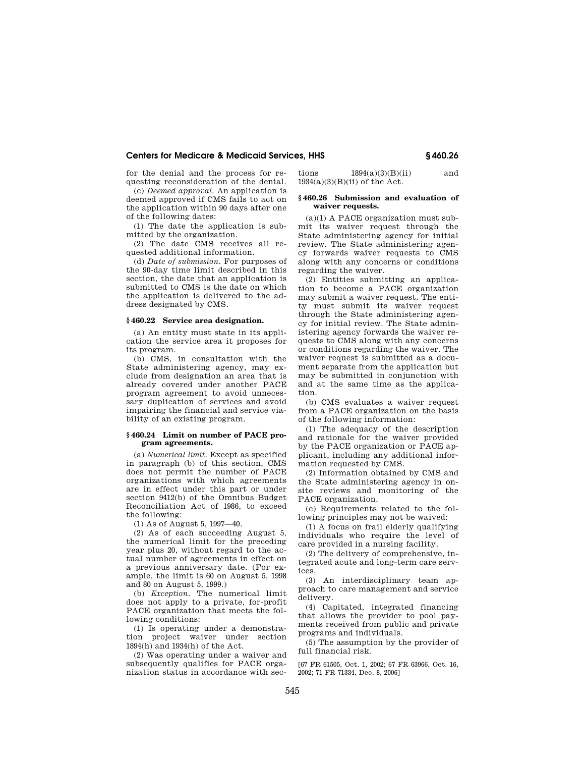for the denial and the process for requesting reconsideration of the denial.

(c) *Deemed approval.* An application is deemed approved if CMS fails to act on the application within 90 days after one of the following dates:

(1) The date the application is submitted by the organization.

(2) The date CMS receives all requested additional information.

(d) *Date of submission.* For purposes of the 90-day time limit described in this section, the date that an application is submitted to CMS is the date on which the application is delivered to the address designated by CMS.

### § 460.22 Service area designation.

(a) An entity must state in its application the service area it proposes for its program.

(b) CMS, in consultation with the State administering agency, may exclude from designation an area that is already covered under another PACE program agreement to avoid unnecessary duplication of services and avoid impairing the financial and service viability of an existing program.

### § 460.24 Limit on number of PACE program agreements.

(a) *Numerical limit.* Except as specified in paragraph (b) of this section, CMS does not permit the number of PACE organizations with which agreements are in effect under this part or under section 9412(b) of the Omnibus Budget Reconciliation Act of 1986, to exceed the following:

(1) As of August 5, 1997—40.

(2) As of each succeeding August 5, the numerical limit for the preceding year plus 20, without regard to the actual number of agreements in effect on a previous anniversary date. (For example, the limit is 60 on August 5, 1998 and 80 on August 5, 1999.)

(b) *Exception.* The numerical limit does not apply to a private, for-profit PACE organization that meets the following conditions:

(1) Is operating under a demonstration project waiver under section 1894(h) and 1934(h) of the Act.

(2) Was operating under a waiver and subsequently qualifies for PACE organization status in accordance with sections 1894(a)(3)(B)(ii) and 1934(a)(3)(B)(ii) of the Act.

### § 460.26 Submission and evaluation of waiver requests.

(a)(1) A PACE organization must submit its waiver request through the State administering agency for initial review. The State administering agency forwards waiver requests to CMS along with any concerns or conditions regarding the waiver.

(2) Entities submitting an application to become a PACE organization may submit a waiver request. The entity must submit its waiver request through the State administering agency for initial review. The State administering agency forwards the waiver requests to CMS along with any concerns or conditions regarding the waiver. The waiver request is submitted as a document separate from the application but may be submitted in conjunction with and at the same time as the application.

(b) CMS evaluates a waiver request from a PACE organization on the basis of the following information:

(1) The adequacy of the description and rationale for the waiver provided by the PACE organization or PACE applicant, including any additional information requested by CMS.

(2) Information obtained by CMS and the State administering agency in onsite reviews and monitoring of the PACE organization.

(c) Requirements related to the following principles may not be waived:

(1) A focus on frail elderly qualifying individuals who require the level of care provided in a nursing facility.

(2) The delivery of comprehensive, integrated acute and long-term care services.

(3) An interdisciplinary team approach to care management and service delivery.

(4) Capitated, integrated financing that allows the provider to pool payments received from public and private programs and individuals.

(5) The assumption by the provider of full financial risk.

[67 FR 61505, Oct. 1, 2002; 67 FR 63966, Oct. 16, 2002; 71 FR 71334, Dec. 8, 2006]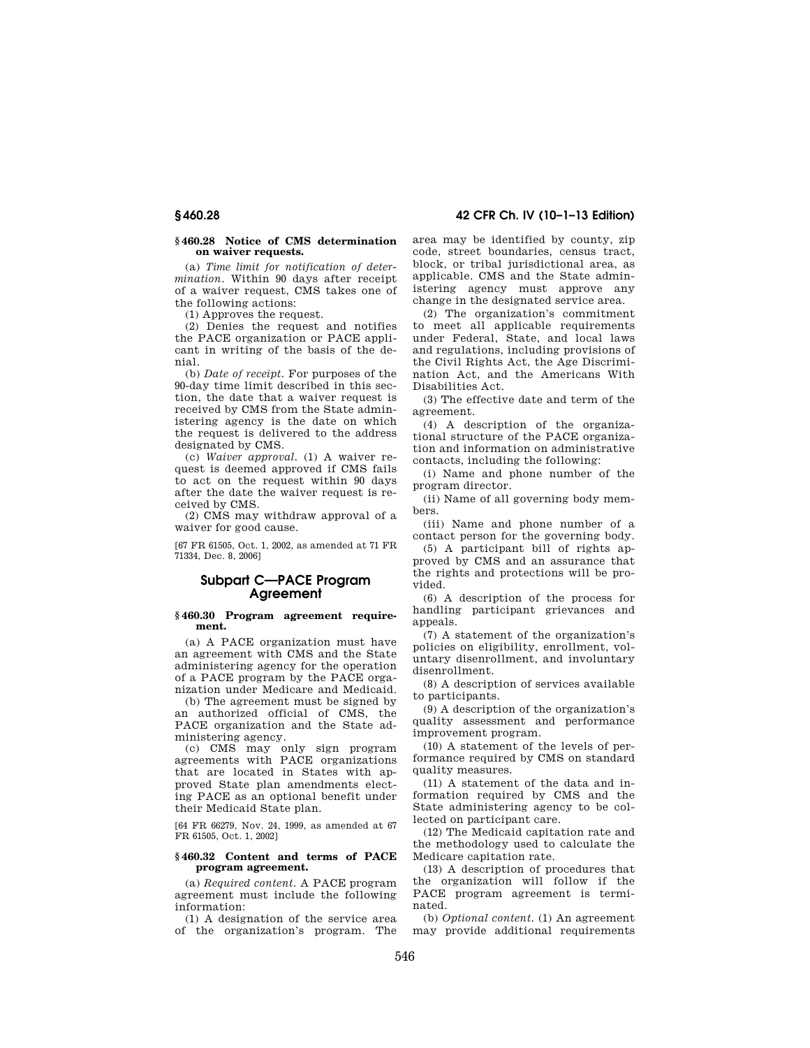**§ 460.28 Notice of CMS determination on waiver requests.**

(a) *Time limit for notification of determination.* Within 90 days after receipt of a waiver request, CMS takes one of the following actions:

(1) Approves the request.

(2) Denies the request and notifies the PACE organization or PACE applicant in writing of the basis of the denial.

(b) *Date of receipt.* For purposes of the 90-day time limit described in this section, the date that a waiver request is received by CMS from the State administering agency is the date on which the request is delivered to the address designated by CMS.

(c) *Waiver approval.* (1) A waiver request is deemed approved if CMS fails to act on the request within 90 days after the date the waiver request is received by CMS.

(2) CMS may withdraw approval of a waiver for good cause.

[67 FR 61505, Oct. 1, 2002, as amended at 71 FR 71334, Dec. 8, 2006]

## Subpart C—PACE Program Agreement

**§ 460.30 Program agreement requirement.**

(a) A PACE organization must have an agreement with CMS and the State administering agency for the operation of a PACE program by the PACE organization under Medicare and Medicaid.

(b) The agreement must be signed by an authorized official of CMS, the PACE organization and the State administering agency.

(c) CMS may only sign program agreements with PACE organizations that are located in States with approved State plan amendments electing PACE as an optional benefit under their Medicaid State plan.

[64 FR 66279, Nov. 24, 1999, as amended at 67 FR 61505, Oct. 1, 2002]

**§ 460.32 Content and terms of PACE program agreement.**

(a) *Required content.* A PACE program agreement must include the following information:

(1) A designation of the service area of the organization's program. The area may be identified by county, zip code, street boundaries, census tract, block, or tribal jurisdictional area, as applicable. CMS and the State administering agency must approve any change in the designated service area.

(2) The organization's commitment to meet all applicable requirements under Federal, State, and local laws and regulations, including provisions of the Civil Rights Act, the Age Discrimination Act, and the Americans With Disabilities Act.

(3) The effective date and term of the agreement.

(4) A description of the organizational structure of the PACE organization and information on administrative contacts, including the following:

(i) Name and phone number of the program director.

(ii) Name of all governing body members.

(iii) Name and phone number of a contact person for the governing body.

(5) A participant bill of rights approved by CMS and an assurance that the rights and protections will be provided.

(6) A description of the process for handling participant grievances and appeals.

(7) A statement of the organization's policies on eligibility, enrollment, voluntary disenrollment, and involuntary disenrollment.

(8) A description of services available to participants.

(9) A description of the organization's quality assessment and performance improvement program.

(10) A statement of the levels of performance required by CMS on standard quality measures.

(11) A statement of the data and information required by CMS and the State administering agency to be collected on participant care.

(12) The Medicaid capitation rate and the methodology used to calculate the Medicare capitation rate.

(13) A description of procedures that the organization will follow if the PACE program agreement is terminated.

(b) *Optional content.* (1) An agreement may provide additional requirements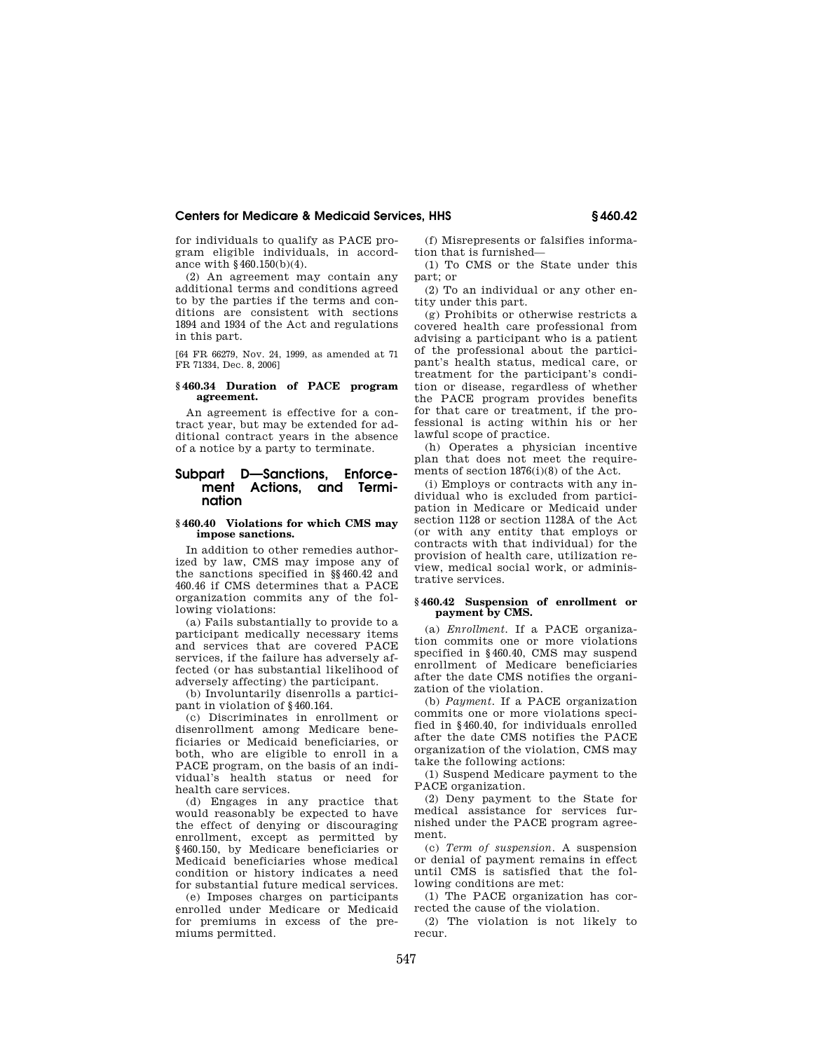for individuals to qualify as PACE program eligible individuals, in accordance with §460.150(b)(4).

(2) An agreement may contain any additional terms and conditions agreed to by the parties if the terms and conditions are consistent with sections 1894 and 1934 of the Act and regulations in this part.

[64 FR 66279, Nov. 24, 1999, as amended at 71 FR 71334, Dec. 8, 2006]

#### §460.34 Duration of PACE program agreement.

An agreement is effective for a contract year, but may be extended for additional contract years in the absence of a notice by a party to terminate.

## Subpart D—Sanctions, Enforcement Actions, and Termination

#### §460.40 Violations for which CMS may impose sanctions.

In addition to other remedies authorized by law, CMS may impose any of the sanctions specified in §§460.42 and 460.46 if CMS determines that a PACE organization commits any of the following violations:

(a) Fails substantially to provide to a participant medically necessary items and services that are covered PACE services, if the failure has adversely affected (or has substantial likelihood of adversely affecting) the participant.

(b) Involuntarily disenrolls a participant in violation of §460.164.

(c) Discriminates in enrollment or disenrollment among Medicare beneficiaries or Medicaid beneficiaries, or both, who are eligible to enroll in a PACE program, on the basis of an individual's health status or need for health care services.

(d) Engages in any practice that would reasonably be expected to have the effect of denying or discouraging enrollment, except as permitted by §460.150, by Medicare beneficiaries or Medicaid beneficiaries whose medical condition or history indicates a need for substantial future medical services.

(e) Imposes charges on participants enrolled under Medicare or Medicaid for premiums in excess of the premiums permitted.

(f) Misrepresents or falsifies information that is furnished—

(1) To CMS or the State under this part; or

(2) To an individual or any other entity under this part.

(g) Prohibits or otherwise restricts a covered health care professional from advising a participant who is a patient of the professional about the participant's health status, medical care, or treatment for the participant's condition or disease, regardless of whether the PACE program provides benefits for that care or treatment, if the professional is acting within his or her lawful scope of practice.

(h) Operates a physician incentive plan that does not meet the requirements of section 1876(i)(8) of the Act.

(i) Employs or contracts with any individual who is excluded from participation in Medicare or Medicaid under section 1128 or section 1128A of the Act (or with any entity that employs or contracts with that individual) for the provision of health care, utilization review, medical social work, or administrative services.

#### §460.42 Suspension of enrollment or payment by CMS.

(a) *Enrollment*. If a PACE organization commits one or more violations specified in §460.40, CMS may suspend enrollment of Medicare beneficiaries after the date CMS notifies the organization of the violation.

(b) *Payment*. If a PACE organization commits one or more violations specified in §460.40, for individuals enrolled after the date CMS notifies the PACE organization of the violation, CMS may take the following actions:

(1) Suspend Medicare payment to the PACE organization.

(2) Deny payment to the State for medical assistance for services furnished under the PACE program agreement.

(c) *Term of suspension*. A suspension or denial of payment remains in effect until CMS is satisfied that the following conditions are met:

(1) The PACE organization has corrected the cause of the violation.

(2) The violation is not likely to recur.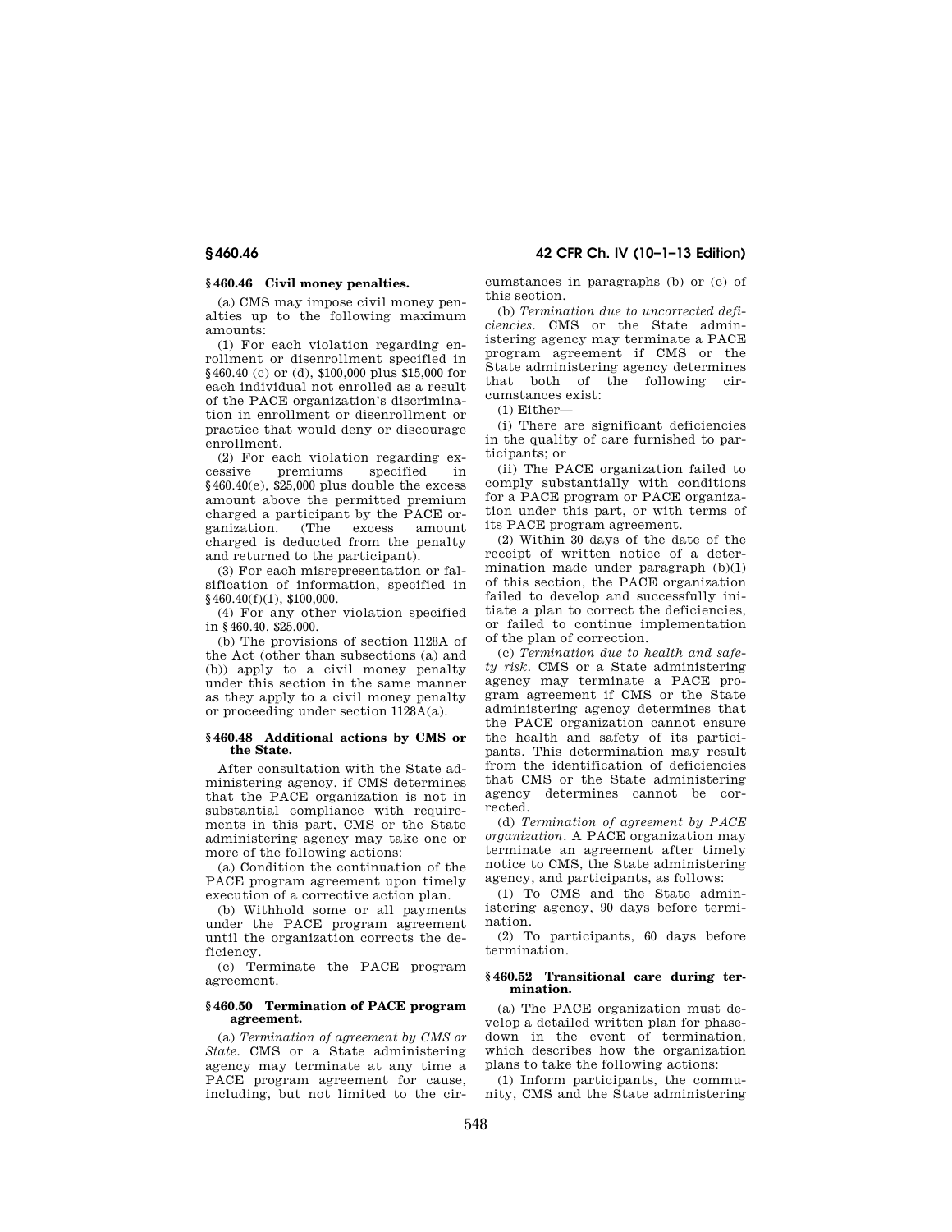## § 460.46 Civil money penalties.

(a) CMS may impose civil money penalties up to the following maximum amounts:

(1) For each violation regarding enrollment or disenrollment specified in § 460.40 (c) or (d), $100,000 plus $15,000 for each individual not enrolled as a result of the PACE organization's discrimination in enrollment or disenrollment or practice that would deny or discourage enrollment.

(2) For each violation regarding excessive premiums specified in § 460.40(e), $25,000 plus double the excess amount above the permitted premium charged a participant by the PACE organization. (The excess amount charged is deducted from the penalty and returned to the participant).

(3) For each misrepresentation or falsification of information, specified in § 460.40(f)(1), $100,000.

(4) For any other violation specified in § 460.40, $25,000.

(b) The provisions of section 1128A of the Act (other than subsections (a) and (b)) apply to a civil money penalty under this section in the same manner as they apply to a civil money penalty or proceeding under section 1128A(a).

## § 460.48 Additional actions by CMS or the State.

After consultation with the State administering agency, if CMS determines that the PACE organization is not in substantial compliance with requirements in this part, CMS or the State administering agency may take one or more of the following actions:

(a) Condition the continuation of the PACE program agreement upon timely execution of a corrective action plan.

(b) Withhold some or all payments under the PACE program agreement until the organization corrects the deficiency.

(c) Terminate the PACE program agreement.

## § 460.50 Termination of PACE program agreement.

(a) *Termination of agreement by CMS or State.* CMS or a State administering agency may terminate at any time a PACE program agreement for cause, including, but not limited to the circumstances in paragraphs (b) or (c) of this section.

(b) *Termination due to uncorrected deficiencies.* CMS or the State administering agency may terminate a PACE program agreement if CMS or the State administering agency determines that both of the following circumstances exist:

(1) Either—

(i) There are significant deficiencies in the quality of care furnished to participants; or

(ii) The PACE organization failed to comply substantially with conditions for a PACE program or PACE organization under this part, or with terms of its PACE program agreement.

(2) Within 30 days of the date of the receipt of written notice of a determination made under paragraph (b)(1) of this section, the PACE organization failed to develop and successfully initiate a plan to correct the deficiencies, or failed to continue implementation of the plan of correction.

(c) *Termination due to health and safety risk.* CMS or a State administering agency may terminate a PACE program agreement if CMS or the State administering agency determines that the PACE organization cannot ensure the health and safety of its participants. This determination may result from the identification of deficiencies that CMS or the State administering agency determines cannot be corrected.

(d) *Termination of agreement by PACE organization.* A PACE organization may terminate an agreement after timely notice to CMS, the State administering agency, and participants, as follows:

(1) To CMS and the State administering agency, 90 days before termination.

(2) To participants, 60 days before termination.

## § 460.52 Transitional care during termination.

(a) The PACE organization must develop a detailed written plan for phase-down in the event of termination, which describes how the organization plans to take the following actions:

(1) Inform participants, the community, CMS and the State administering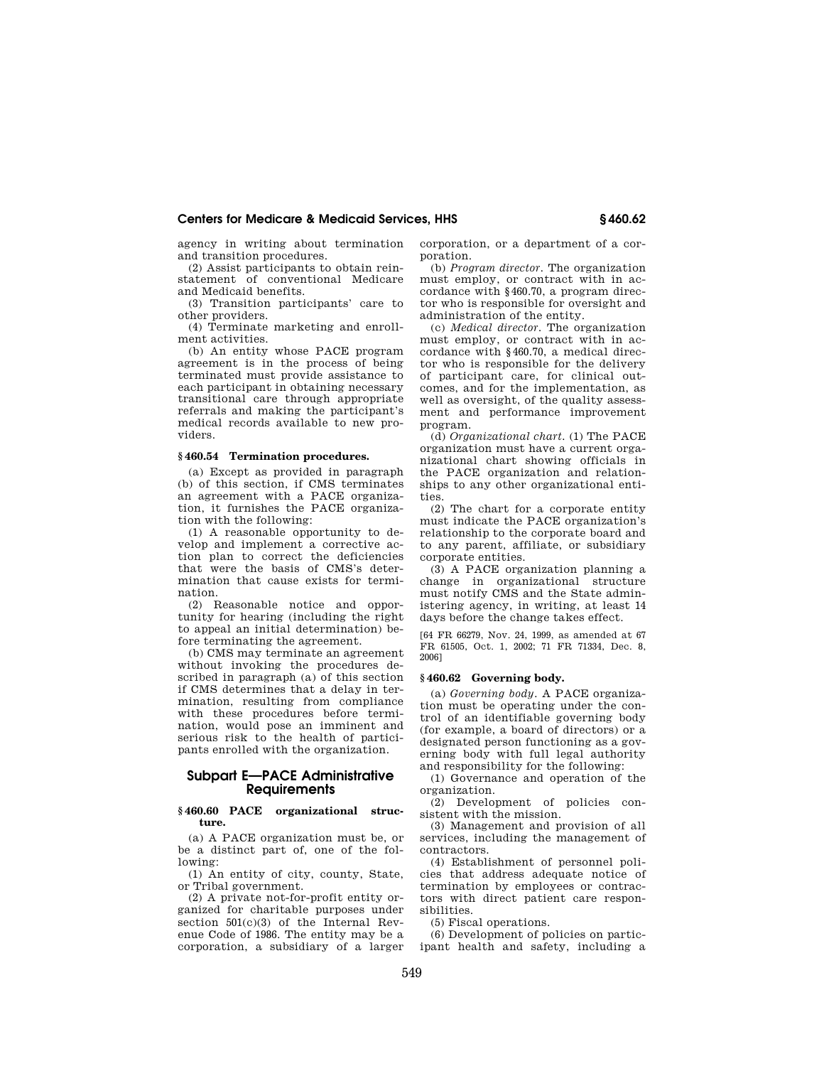agency in writing about termination and transition procedures.

(2) Assist participants to obtain reinstatement of conventional Medicare and Medicaid benefits.

(3) Transition participants' care to other providers.

(4) Terminate marketing and enrollment activities.

(b) An entity whose PACE program agreement is in the process of being terminated must provide assistance to each participant in obtaining necessary transitional care through appropriate referrals and making the participant's medical records available to new providers.

### § 460.54 Termination procedures.

(a) Except as provided in paragraph (b) of this section, if CMS terminates an agreement with a PACE organization, it furnishes the PACE organization with the following:

(1) A reasonable opportunity to develop and implement a corrective action plan to correct the deficiencies that were the basis of CMS's determination that cause exists for termination.

(2) Reasonable notice and opportunity for hearing (including the right to appeal an initial determination) before terminating the agreement.

(b) CMS may terminate an agreement without invoking the procedures described in paragraph (a) of this section if CMS determines that a delay in termination, resulting from compliance with these procedures before termination, would pose an imminent and serious risk to the health of participants enrolled with the organization.

## Subpart E—PACE Administrative Requirements

### § 460.60 PACE organizational structure.

(a) A PACE organization must be, or be a distinct part of, one of the following:

(1) An entity of city, county, State, or Tribal government.

(2) A private not-for-profit entity organized for charitable purposes under section 501(c)(3) of the Internal Revenue Code of 1986. The entity may be a corporation, a subsidiary of a larger corporation, or a department of a corporation.

(b) *Program director.* The organization must employ, or contract with in accordance with § 460.70, a program director who is responsible for oversight and administration of the entity.

(c) *Medical director.* The organization must employ, or contract with in accordance with § 460.70, a medical director who is responsible for the delivery of participant care, for clinical outcomes, and for the implementation, as well as oversight, of the quality assessment and performance improvement program.

(d) *Organizational chart.* (1) The PACE organization must have a current organizational chart showing officials in the PACE organization and relationships to any other organizational entities.

(2) The chart for a corporate entity must indicate the PACE organization's relationship to the corporate board and to any parent, affiliate, or subsidiary corporate entities.

(3) A PACE organization planning a change in organizational structure must notify CMS and the State administering agency, in writing, at least 14 days before the change takes effect.

[64 FR 66279, Nov. 24, 1999, as amended at 67 FR 61505, Oct. 1, 2002; 71 FR 71334, Dec. 8, 2006]

### § 460.62 Governing body.

(a) *Governing body.* A PACE organization must be operating under the control of an identifiable governing body (for example, a board of directors) or a designated person functioning as a governing body with full legal authority and responsibility for the following:

(1) Governance and operation of the organization.

(2) Development of policies consistent with the mission.

(3) Management and provision of all services, including the management of contractors.

(4) Establishment of personnel policies that address adequate notice of termination by employees or contractors with direct patient care responsibilities.

(5) Fiscal operations.

(6) Development of policies on participant health and safety, including a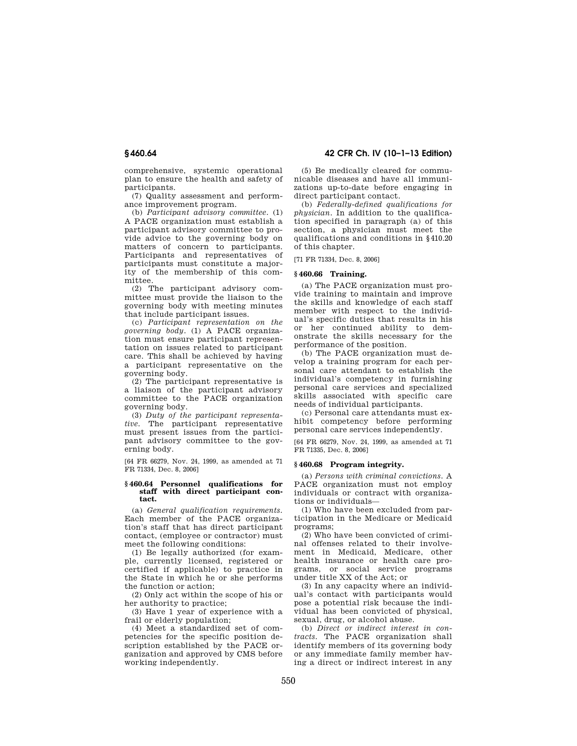comprehensive, systemic operational plan to ensure the health and safety of participants.

(7) Quality assessment and performance improvement program.

(b) *Participant advisory committee.* (1) A PACE organization must establish a participant advisory committee to provide advice to the governing body on matters of concern to participants. Participants and representatives of participants must constitute a majority of the membership of this committee.

(2) The participant advisory committee must provide the liaison to the governing body with meeting minutes that include participant issues.

(c) *Participant representation on the governing body.* (1) A PACE organization must ensure participant representation on issues related to participant care. This shall be achieved by having a participant representative on the governing body.

(2) The participant representative is a liaison of the participant advisory committee to the PACE organization governing body.

(3) *Duty of the participant representative.* The participant representative must present issues from the participant advisory committee to the governing body.

[64 FR 66279, Nov. 24, 1999, as amended at 71 FR 71334, Dec. 8, 2006]

## § 460.64 Personnel qualifications for staff with direct participant contact.

(a) *General qualification requirements.* Each member of the PACE organization's staff that has direct participant contact, (employee or contractor) must meet the following conditions:

(1) Be legally authorized (for example, currently licensed, registered or certified if applicable) to practice in the State in which he or she performs the function or action;

(2) Only act within the scope of his or her authority to practice;

(3) Have 1 year of experience with a frail or elderly population;

(4) Meet a standardized set of competencies for the specific position description established by the PACE organization and approved by CMS before working independently.

(5) Be medically cleared for communicable diseases and have all immunizations up-to-date before engaging in direct participant contact.

(b) *Federally-defined qualifications for physician.* In addition to the qualification specified in paragraph (a) of this section, a physician must meet the qualifications and conditions in § 410.20 of this chapter.

[71 FR 71334, Dec. 8, 2006]

## § 460.66 Training.

(a) The PACE organization must provide training to maintain and improve the skills and knowledge of each staff member with respect to the individual's specific duties that results in his or her continued ability to demonstrate the skills necessary for the performance of the position.

(b) The PACE organization must develop a training program for each personal care attendant to establish the individual's competency in furnishing personal care services and specialized skills associated with specific care needs of individual participants.

(c) Personal care attendants must exhibit competency before performing personal care services independently.

[64 FR 66279, Nov. 24, 1999, as amended at 71 FR 71335, Dec. 8, 2006]

## § 460.68 Program integrity.

(a) *Persons with criminal convictions.* A PACE organization must not employ individuals or contract with organizations or individuals—

(1) Who have been excluded from participation in the Medicare or Medicaid programs;

(2) Who have been convicted of criminal offenses related to their involvement in Medicaid, Medicare, other health insurance or health care programs, or social service programs under title XX of the Act; or

(3) In any capacity where an individual's contact with participants would pose a potential risk because the individual has been convicted of physical, sexual, drug, or alcohol abuse.

(b) *Direct or indirect interest in contracts.* The PACE organization shall identify members of its governing body or any immediate family member having a direct or indirect interest in any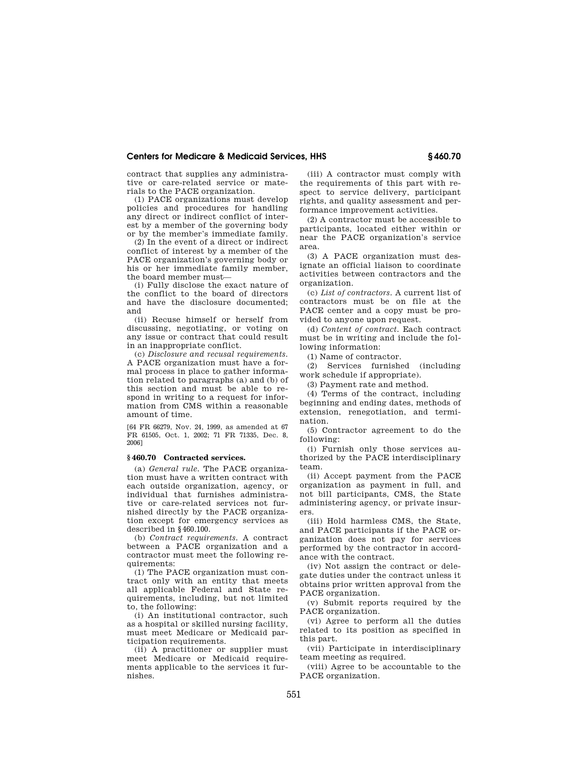contract that supplies any administrative or care-related service or materials to the PACE organization.

(1) PACE organizations must develop policies and procedures for handling any direct or indirect conflict of interest by a member of the governing body or by the member's immediate family.

(2) In the event of a direct or indirect conflict of interest by a member of the PACE organization's governing body or his or her immediate family member, the board member must—

(i) Fully disclose the exact nature of the conflict to the board of directors and have the disclosure documented; and

(ii) Recuse himself or herself from discussing, negotiating, or voting on any issue or contract that could result in an inappropriate conflict.

(c) *Disclosure and recusal requirements.* A PACE organization must have a formal process in place to gather information related to paragraphs (a) and (b) of this section and must be able to respond in writing to a request for information from CMS within a reasonable amount of time.

[64 FR 66279, Nov. 24, 1999, as amended at 67 FR 61505, Oct. 1, 2002; 71 FR 71335, Dec. 8, 2006]

### § 460.70 Contracted services.

(a) *General rule.* The PACE organization must have a written contract with each outside organization, agency, or individual that furnishes administrative or care-related services not furnished directly by the PACE organization except for emergency services as described in § 460.100.

(b) *Contract requirements.* A contract between a PACE organization and a contractor must meet the following requirements:

(1) The PACE organization must contract only with an entity that meets all applicable Federal and State requirements, including, but not limited to, the following:

(i) An institutional contractor, such as a hospital or skilled nursing facility, must meet Medicare or Medicaid participation requirements.

(ii) A practitioner or supplier must meet Medicare or Medicaid requirements applicable to the services it furnishes.

(iii) A contractor must comply with the requirements of this part with respect to service delivery, participant rights, and quality assessment and performance improvement activities.

(2) A contractor must be accessible to participants, located either within or near the PACE organization's service area.

(3) A PACE organization must designate an official liaison to coordinate activities between contractors and the organization.

(c) *List of contractors.* A current list of contractors must be on file at the PACE center and a copy must be provided to anyone upon request.

(d) *Content of contract.* Each contract must be in writing and include the following information:

(1) Name of contractor.

(2) Services furnished (including work schedule if appropriate).

(3) Payment rate and method.

(4) Terms of the contract, including beginning and ending dates, methods of extension, renegotiation, and termination.

(5) Contractor agreement to do the following:

(i) Furnish only those services authorized by the PACE interdisciplinary team.

(ii) Accept payment from the PACE organization as payment in full, and not bill participants, CMS, the State administering agency, or private insurers.

(iii) Hold harmless CMS, the State, and PACE participants if the PACE organization does not pay for services performed by the contractor in accordance with the contract.

(iv) Not assign the contract or delegate duties under the contract unless it obtains prior written approval from the PACE organization.

(v) Submit reports required by the PACE organization.

(vi) Agree to perform all the duties related to its position as specified in this part.

(vii) Participate in interdisciplinary team meeting as required.

(viii) Agree to be accountable to the PACE organization.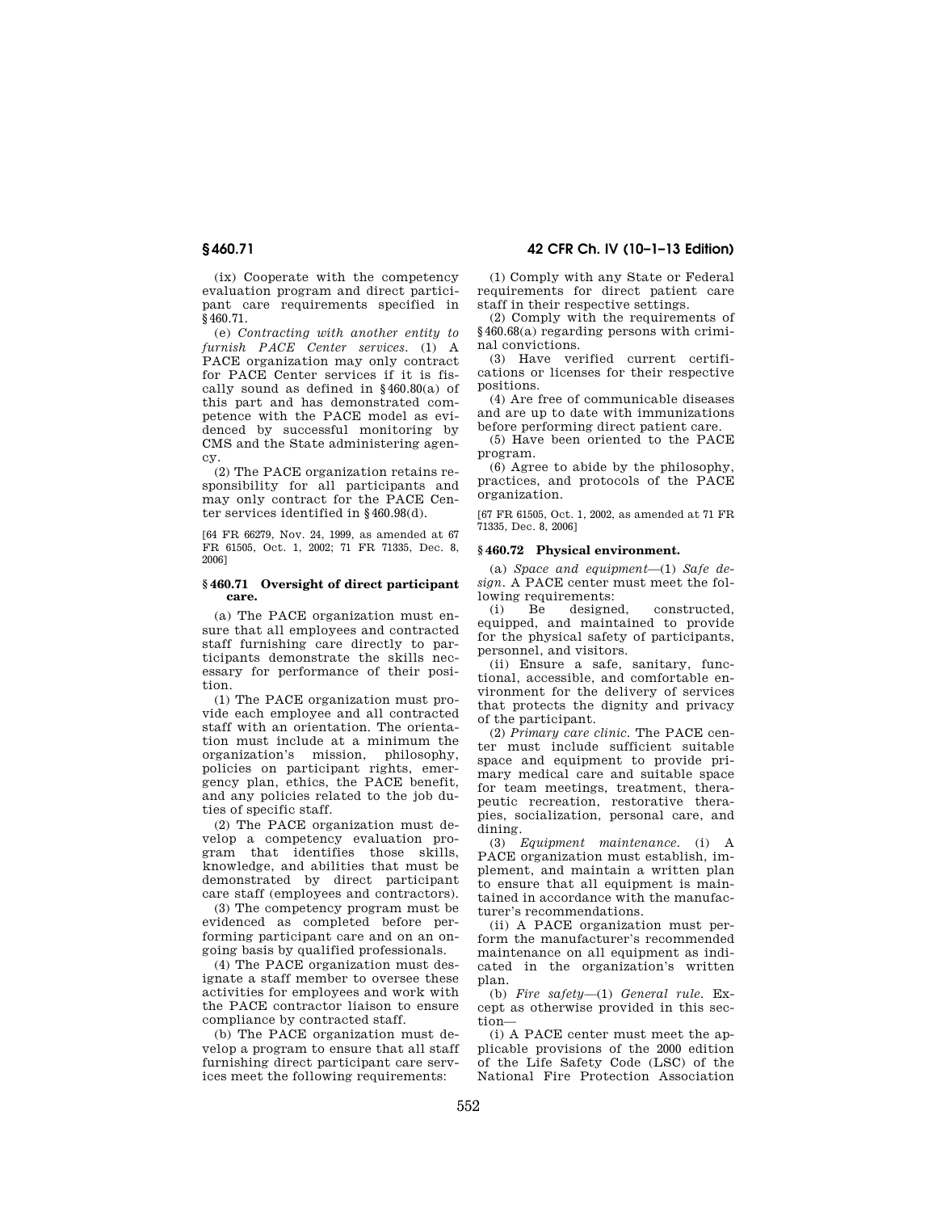(ix) Cooperate with the competency evaluation program and direct participant care requirements specified in §460.71.

(e) *Contracting with another entity to furnish PACE Center services.* (1) A PACE organization may only contract for PACE Center services if it is fiscally sound as defined in §460.80(a) of this part and has demonstrated competence with the PACE model as evidenced by successful monitoring by CMS and the State administering agency.

(2) The PACE organization retains responsibility for all participants and may only contract for the PACE Center services identified in §460.98(d).

[64 FR 66279, Nov. 24, 1999, as amended at 67 FR 61505, Oct. 1, 2002; 71 FR 71335, Dec. 8, 2006]

### §460.71 Oversight of direct participant care.

(a) The PACE organization must ensure that all employees and contracted staff furnishing care directly to participants demonstrate the skills necessary for performance of their position.

(1) The PACE organization must provide each employee and all contracted staff with an orientation. The orientation must include at a minimum the organization's mission, philosophy, policies on participant rights, emergency plan, ethics, the PACE benefit, and any policies related to the job duties of specific staff.

(2) The PACE organization must develop a competency evaluation program that identifies those skills, knowledge, and abilities that must be demonstrated by direct participant care staff (employees and contractors).

(3) The competency program must be evidenced as completed before performing participant care and on an ongoing basis by qualified professionals.

(4) The PACE organization must designate a staff member to oversee these activities for employees and work with the PACE contractor liaison to ensure compliance by contracted staff.

(b) The PACE organization must develop a program to ensure that all staff furnishing direct participant care services meet the following requirements:

(1) Comply with any State or Federal requirements for direct patient care staff in their respective settings.

(2) Comply with the requirements of §460.68(a) regarding persons with criminal convictions.

(3) Have verified current certifications or licenses for their respective positions.

(4) Are free of communicable diseases and are up to date with immunizations before performing direct patient care.

(5) Have been oriented to the PACE program.

(6) Agree to abide by the philosophy, practices, and protocols of the PACE organization.

[67 FR 61505, Oct. 1, 2002, as amended at 71 FR 71335, Dec. 8, 2006]

### §460.72 Physical environment.

(a) *Space and equipment*—(1) *Safe design.* A PACE center must meet the following requirements:

(i) Be designed, constructed, equipped, and maintained to provide for the physical safety of participants, personnel, and visitors.

(ii) Ensure a safe, sanitary, functional, accessible, and comfortable environment for the delivery of services that protects the dignity and privacy of the participant.

(2) *Primary care clinic.* The PACE center must include sufficient suitable space and equipment to provide primary medical care and suitable space for team meetings, treatment, therapeutic recreation, restorative therapies, socialization, personal care, and dining.

(3) *Equipment maintenance.* (i) A PACE organization must establish, implement, and maintain a written plan to ensure that all equipment is maintained in accordance with the manufacturer's recommendations.

(ii) A PACE organization must perform the manufacturer's recommended maintenance on all equipment as indicated in the organization's written plan.

(b) *Fire safety*—(1) *General rule.* Except as otherwise provided in this section—

(i) A PACE center must meet the applicable provisions of the 2000 edition of the Life Safety Code (LSC) of the National Fire Protection Association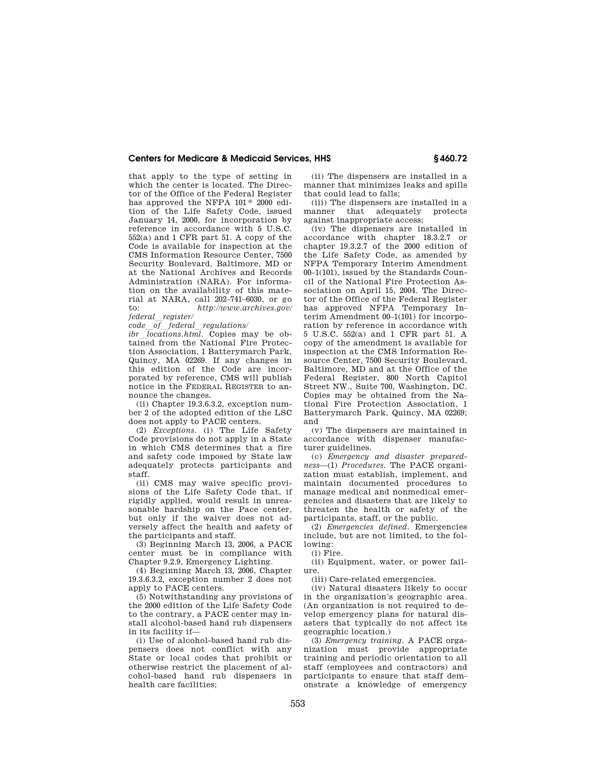that apply to the type of setting in which the center is located. The Director of the Office of the Federal Register has approved the NFPA 101® 2000 edition of the Life Safety Code, issued January 14, 2000, for incorporation by reference in accordance with 5 U.S.C. 552(a) and 1 CFR part 51. A copy of the Code is available for inspection at the CMS Information Resource Center, 7500 Security Boulevard, Baltimore, MD or at the National Archives and Records Administration (NARA). For information on the availability of this material at NARA, call 202–741–6030, or go to: *http://www.archives.gov/federal_register/code_of_federal_regulations/ibr_locations.html*. Copies may be obtained from the National Fire Protection Association, 1 Batterymarch Park, Quincy, MA 02269. If any changes in this edition of the Code are incorporated by reference, CMS will publish notice in the FEDERAL REGISTER to announce the changes.

(ii) Chapter 19.3.6.3.2, exception number 2 of the adopted edition of the LSC does not apply to PACE centers.

(2) *Exceptions*. (i) The Life Safety Code provisions do not apply in a State in which CMS determines that a fire and safety code imposed by State law adequately protects participants and staff.

(ii) CMS may waive specific provisions of the Life Safety Code that, if rigidly applied, would result in unreasonable hardship on the Pace center, but only if the waiver does not adversely affect the health and safety of the participants and staff.

(3) Beginning March 13, 2006, a PACE center must be in compliance with Chapter 9.2.9, Emergency Lighting.

(4) Beginning March 13, 2006, Chapter 19.3.6.3.2, exception number 2 does not apply to PACE centers.

(5) Notwithstanding any provisions of the 2000 edition of the Life Safety Code to the contrary, a PACE center may install alcohol-based hand rub dispensers in its facility if—

(i) Use of alcohol-based hand rub dispensers does not conflict with any State or local codes that prohibit or otherwise restrict the placement of alcohol-based hand rub dispensers in health care facilities;

(ii) The dispensers are installed in a manner that minimizes leaks and spills that could lead to falls;

(iii) The dispensers are installed in a manner that adequately protects against inappropriate access;

(iv) The dispensers are installed in accordance with chapter 18.3.2.7 or chapter 19.3.2.7 of the 2000 edition of the Life Safety Code, as amended by NFPA Temporary Interim Amendment 00–1(101), issued by the Standards Council of the National Fire Protection Association on April 15, 2004. The Director of the Office of the Federal Register has approved NFPA Temporary Interim Amendment 00–1(101) for incorporation by reference in accordance with 5 U.S.C. 552(a) and 1 CFR part 51. A copy of the amendment is available for inspection at the CMS Information Resource Center, 7500 Security Boulevard, Baltimore, MD and at the Office of the Federal Register, 800 North Capitol Street NW., Suite 700, Washington, DC. Copies may be obtained from the National Fire Protection Association, 1 Batterymarch Park, Quincy, MA 02269; and

(v) The dispensers are maintained in accordance with dispenser manufacturer guidelines.

(c) *Emergency and disaster preparedness*—(1) *Procedures*. The PACE organization must establish, implement, and maintain documented procedures to manage medical and nonmedical emergencies and disasters that are likely to threaten the health or safety of the participants, staff, or the public.

(2) *Emergencies defined*. Emergencies include, but are not limited, to the following:

(i) Fire.

(ii) Equipment, water, or power failure.

(iii) Care-related emergencies.

(iv) Natural disasters likely to occur in the organization's geographic area. (An organization is not required to develop emergency plans for natural disasters that typically do not affect its geographic location.)

(3) *Emergency training*. A PACE organization must provide appropriate training and periodic orientation to all staff (employees and contractors) and participants to ensure that staff demonstrate a knowledge of emergency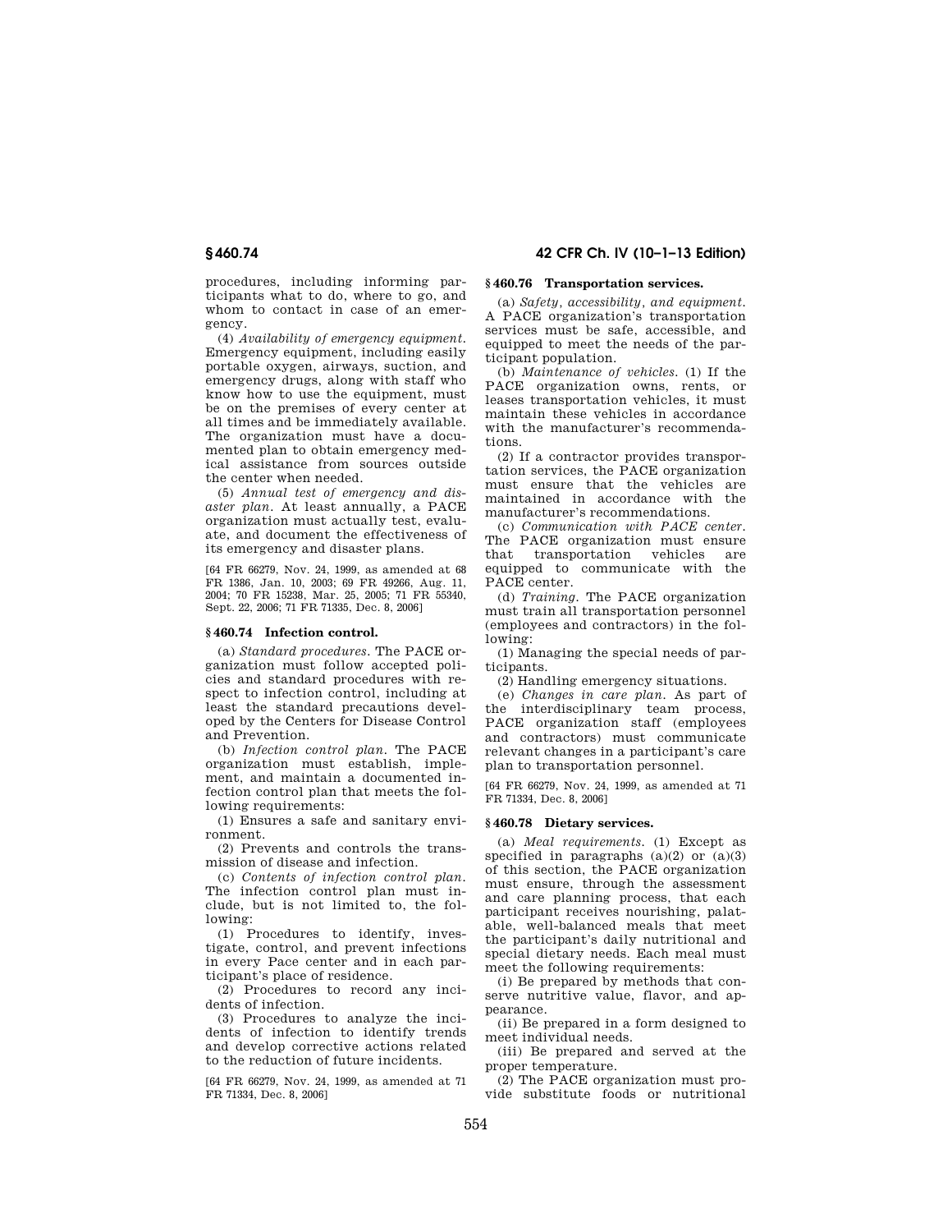procedures, including informing participants what to do, where to go, and whom to contact in case of an emergency.

(4) *Availability of emergency equipment.* Emergency equipment, including easily portable oxygen, airways, suction, and emergency drugs, along with staff who know how to use the equipment, must be on the premises of every center at all times and be immediately available. The organization must have a documented plan to obtain emergency medical assistance from sources outside the center when needed.

(5) *Annual test of emergency and disaster plan.* At least annually, a PACE organization must actually test, evaluate, and document the effectiveness of its emergency and disaster plans.

[64 FR 66279, Nov. 24, 1999, as amended at 68 FR 1386, Jan. 10, 2003; 69 FR 49266, Aug. 11, 2004; 70 FR 15238, Mar. 25, 2005; 71 FR 55340, Sept. 22, 2006; 71 FR 71335, Dec. 8, 2006]

## § 460.74 Infection control.

(a) *Standard procedures.* The PACE organization must follow accepted policies and standard procedures with respect to infection control, including at least the standard precautions developed by the Centers for Disease Control and Prevention.

(b) *Infection control plan.* The PACE organization must establish, implement, and maintain a documented infection control plan that meets the following requirements:

(1) Ensures a safe and sanitary environment.

(2) Prevents and controls the transmission of disease and infection.

(c) *Contents of infection control plan.* The infection control plan must include, but is not limited to, the following:

(1) Procedures to identify, investigate, control, and prevent infections in every Pace center and in each participant's place of residence.

(2) Procedures to record any incidents of infection.

(3) Procedures to analyze the incidents of infection to identify trends and develop corrective actions related to the reduction of future incidents.

[64 FR 66279, Nov. 24, 1999, as amended at 71 FR 71334, Dec. 8, 2006]

## § 460.76 Transportation services.

(a) *Safety, accessibility, and equipment.* A PACE organization's transportation services must be safe, accessible, and equipped to meet the needs of the participant population.

(b) *Maintenance of vehicles.* (1) If the PACE organization owns, rents, or leases transportation vehicles, it must maintain these vehicles in accordance with the manufacturer's recommendations.

(2) If a contractor provides transportation services, the PACE organization must ensure that the vehicles are maintained in accordance with the manufacturer's recommendations.

(c) *Communication with PACE center.* The PACE organization must ensure that transportation vehicles are equipped to communicate with the PACE center.

(d) *Training.* The PACE organization must train all transportation personnel (employees and contractors) in the following:

(1) Managing the special needs of participants.

(2) Handling emergency situations.

(e) *Changes in care plan.* As part of the interdisciplinary team process, PACE organization staff (employees and contractors) must communicate relevant changes in a participant's care plan to transportation personnel.

[64 FR 66279, Nov. 24, 1999, as amended at 71 FR 71334, Dec. 8, 2006]

## § 460.78 Dietary services.

(a) *Meal requirements.* (1) Except as specified in paragraphs (a)(2) or (a)(3) of this section, the PACE organization must ensure, through the assessment and care planning process, that each participant receives nourishing, palatable, well-balanced meals that meet the participant's daily nutritional and special dietary needs. Each meal must meet the following requirements:

(i) Be prepared by methods that conserve nutritive value, flavor, and appearance.

(ii) Be prepared in a form designed to meet individual needs.

(iii) Be prepared and served at the proper temperature.

(2) The PACE organization must provide substitute foods or nutritional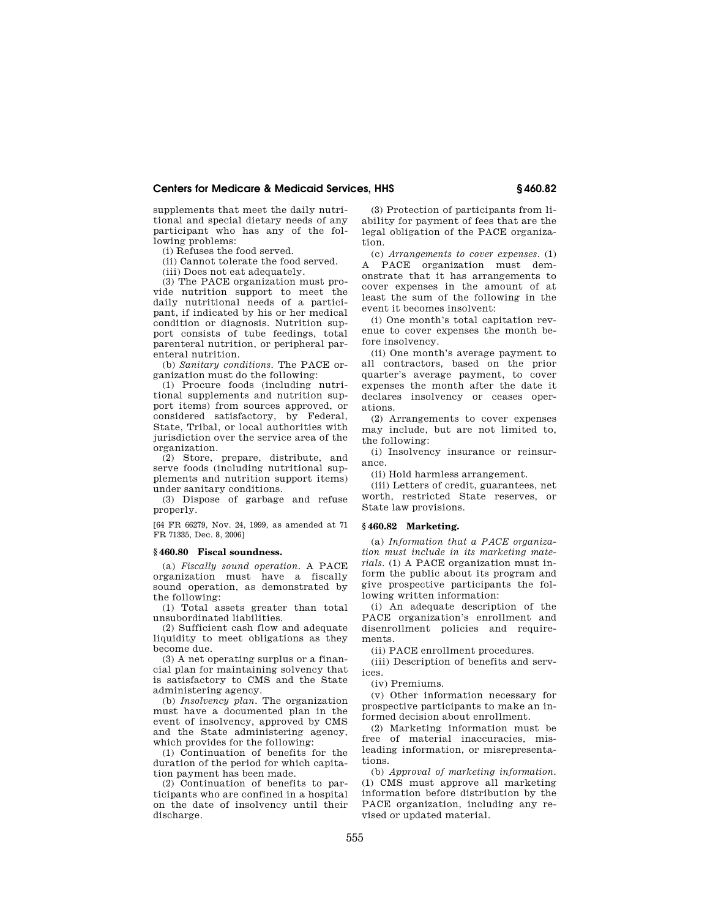supplements that meet the daily nutritional and special dietary needs of any participant who has any of the following problems:

(i) Refuses the food served.

(ii) Cannot tolerate the food served.

(iii) Does not eat adequately.

(3) The PACE organization must provide nutrition support to meet the daily nutritional needs of a participant, if indicated by his or her medical condition or diagnosis. Nutrition support consists of tube feedings, total parenteral nutrition, or peripheral parenteral nutrition.

(b) *Sanitary conditions.* The PACE organization must do the following:

(1) Procure foods (including nutritional supplements and nutrition support items) from sources approved, or considered satisfactory, by Federal, State, Tribal, or local authorities with jurisdiction over the service area of the organization.

(2) Store, prepare, distribute, and serve foods (including nutritional supplements and nutrition support items) under sanitary conditions.

(3) Dispose of garbage and refuse properly.

[64 FR 66279, Nov. 24, 1999, as amended at 71 FR 71335, Dec. 8, 2006]

### § 460.80 Fiscal soundness.

(a) *Fiscally sound operation.* A PACE organization must have a fiscally sound operation, as demonstrated by the following:

(1) Total assets greater than total unsubordinated liabilities.

(2) Sufficient cash flow and adequate liquidity to meet obligations as they become due.

(3) A net operating surplus or a financial plan for maintaining solvency that is satisfactory to CMS and the State administering agency.

(b) *Insolvency plan.* The organization must have a documented plan in the event of insolvency, approved by CMS and the State administering agency, which provides for the following:

(1) Continuation of benefits for the duration of the period for which capitation payment has been made.

(2) Continuation of benefits to participants who are confined in a hospital on the date of insolvency until their discharge.

(3) Protection of participants from liability for payment of fees that are the legal obligation of the PACE organization.

(c) *Arrangements to cover expenses.* (1) A PACE organization must demonstrate that it has arrangements to cover expenses in the amount of at least the sum of the following in the event it becomes insolvent:

(i) One month's total capitation revenue to cover expenses the month before insolvency.

(ii) One month's average payment to all contractors, based on the prior quarter's average payment, to cover expenses the month after the date it declares insolvency or ceases operations.

(2) Arrangements to cover expenses may include, but are not limited to, the following:

(i) Insolvency insurance or reinsurance.

(ii) Hold harmless arrangement.

(iii) Letters of credit, guarantees, net worth, restricted State reserves, or State law provisions.

### § 460.82 Marketing.

(a) *Information that a PACE organization must include in its marketing materials.* (1) A PACE organization must inform the public about its program and give prospective participants the following written information:

(i) An adequate description of the PACE organization's enrollment and disenrollment policies and requirements.

(ii) PACE enrollment procedures.

(iii) Description of benefits and services.

(iv) Premiums.

(v) Other information necessary for prospective participants to make an informed decision about enrollment.

(2) Marketing information must be free of material inaccuracies, misleading information, or misrepresentations.

(b) *Approval of marketing information.* (1) CMS must approve all marketing information before distribution by the PACE organization, including any revised or updated material.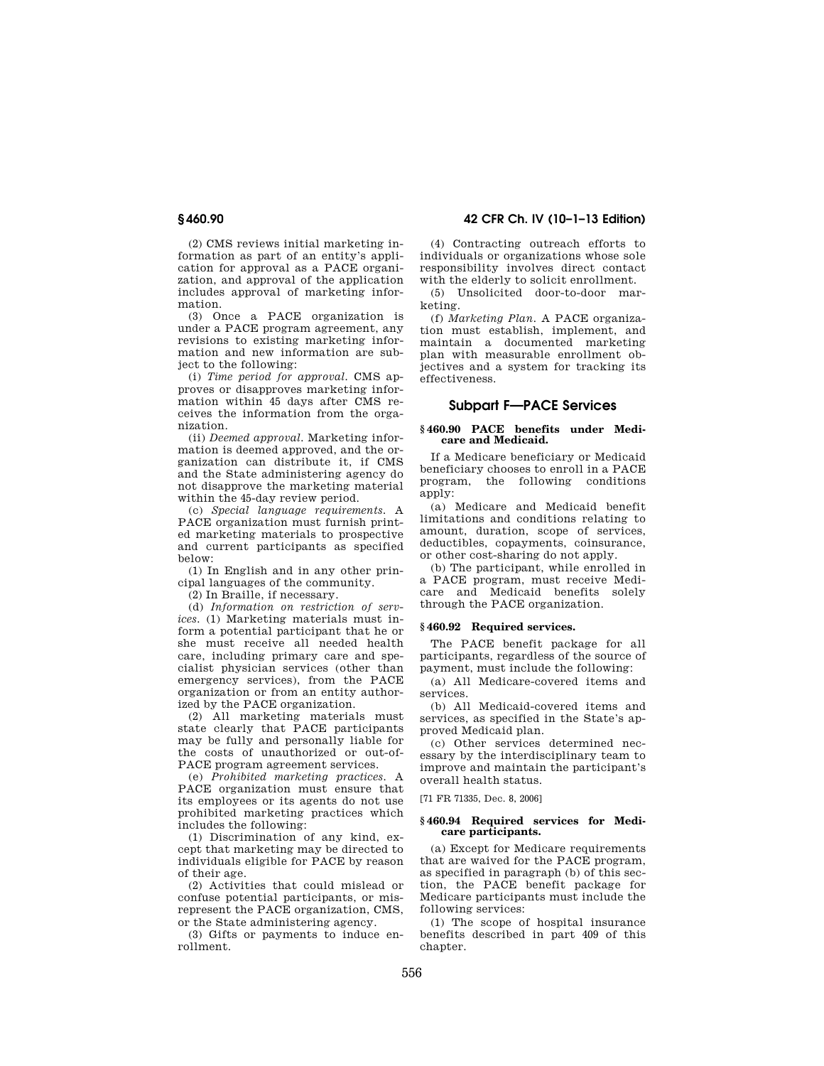(2) CMS reviews initial marketing information as part of an entity's application for approval as a PACE organization, and approval of the application includes approval of marketing information.

(3) Once a PACE organization is under a PACE program agreement, any revisions to existing marketing information and new information are subject to the following:

(i) *Time period for approval.* CMS approves or disapproves marketing information within 45 days after CMS receives the information from the organization.

(ii) *Deemed approval.* Marketing information is deemed approved, and the organization can distribute it, if CMS and the State administering agency do not disapprove the marketing material within the 45-day review period.

(c) *Special language requirements.* A PACE organization must furnish printed marketing materials to prospective and current participants as specified below:

(1) In English and in any other principal languages of the community.

(2) In Braille, if necessary.

(d) *Information on restriction of services.* (1) Marketing materials must inform a potential participant that he or she must receive all needed health care, including primary care and specialist physician services (other than emergency services), from the PACE organization or from an entity authorized by the PACE organization.

(2) All marketing materials must state clearly that PACE participants may be fully and personally liable for the costs of unauthorized or out-of-PACE program agreement services.

(e) *Prohibited marketing practices.* A PACE organization must ensure that its employees or its agents do not use prohibited marketing practices which includes the following:

(1) Discrimination of any kind, except that marketing may be directed to individuals eligible for PACE by reason of their age.

(2) Activities that could mislead or confuse potential participants, or misrepresent the PACE organization, CMS, or the State administering agency.

(3) Gifts or payments to induce enrollment.

(4) Contracting outreach efforts to individuals or organizations whose sole responsibility involves direct contact with the elderly to solicit enrollment.

(5) Unsolicited door-to-door marketing.

(f) *Marketing Plan.* A PACE organization must establish, implement, and maintain a documented marketing plan with measurable enrollment objectives and a system for tracking its effectiveness.

## Subpart F—PACE Services

### § 460.90 PACE benefits under Medicare and Medicaid.

If a Medicare beneficiary or Medicaid beneficiary chooses to enroll in a PACE program, the following conditions apply:

(a) Medicare and Medicaid benefit limitations and conditions relating to amount, duration, scope of services, deductibles, copayments, coinsurance, or other cost-sharing do not apply.

(b) The participant, while enrolled in a PACE program, must receive Medicare and Medicaid benefits solely through the PACE organization.

### § 460.92 Required services.

The PACE benefit package for all participants, regardless of the source of payment, must include the following:

(a) All Medicare-covered items and services.

(b) All Medicaid-covered items and services, as specified in the State's approved Medicaid plan.

(c) Other services determined necessary by the interdisciplinary team to improve and maintain the participant's overall health status.

[71 FR 71335, Dec. 8, 2006]

### § 460.94 Required services for Medicare participants.

(a) Except for Medicare requirements that are waived for the PACE program, as specified in paragraph (b) of this section, the PACE benefit package for Medicare participants must include the following services:

(1) The scope of hospital insurance benefits described in part 409 of this chapter.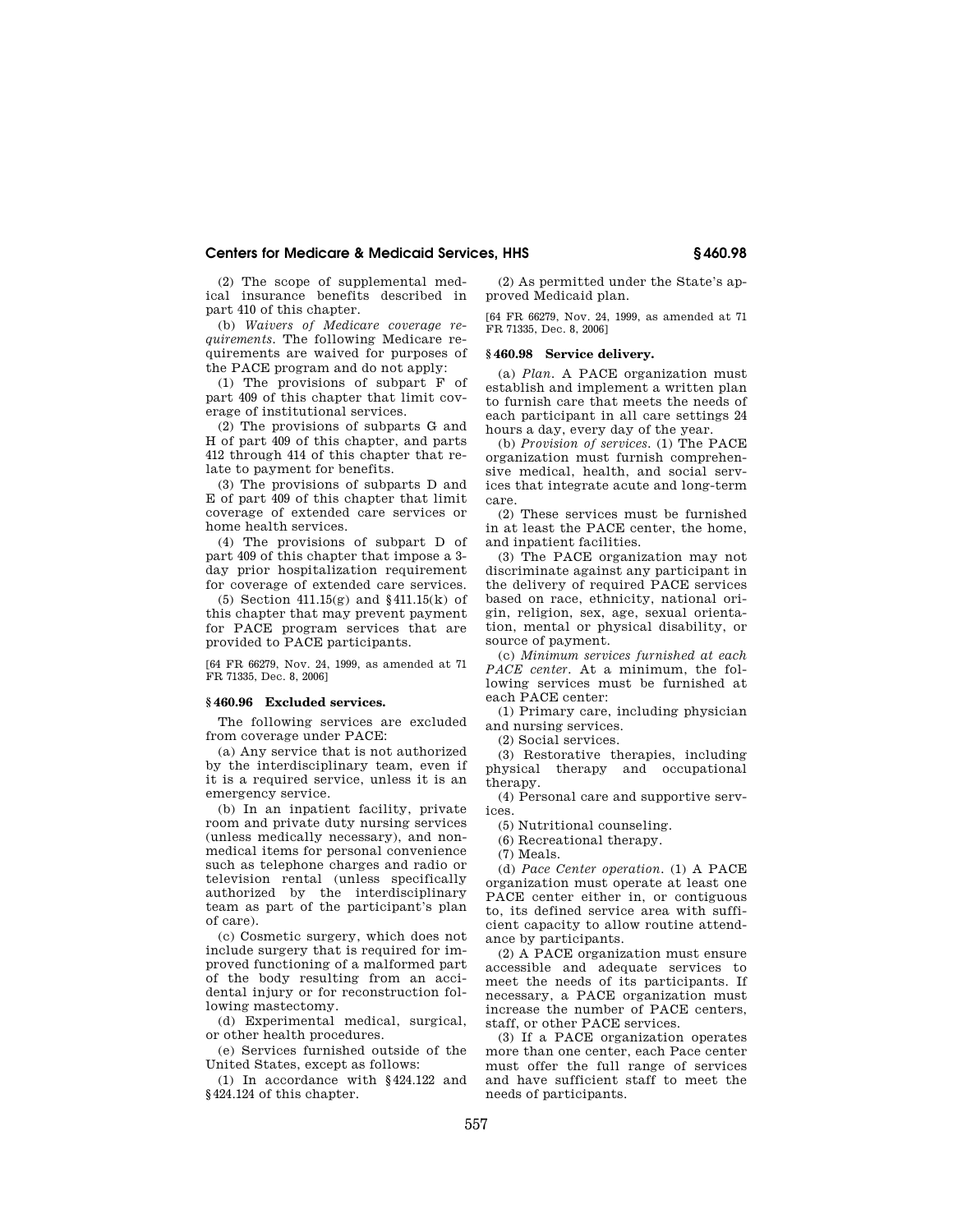(2) The scope of supplemental medical insurance benefits described in part 410 of this chapter.

(b) *Waivers of Medicare coverage requirements.* The following Medicare requirements are waived for purposes of the PACE program and do not apply:

(1) The provisions of subpart F of part 409 of this chapter that limit coverage of institutional services.

(2) The provisions of subparts G and H of part 409 of this chapter, and parts 412 through 414 of this chapter that relate to payment for benefits.

(3) The provisions of subparts D and E of part 409 of this chapter that limit coverage of extended care services or home health services.

(4) The provisions of subpart D of part 409 of this chapter that impose a 3-day prior hospitalization requirement for coverage of extended care services.

(5) Section 411.15(g) and §411.15(k) of this chapter that may prevent payment for PACE program services that are provided to PACE participants.

[64 FR 66279, Nov. 24, 1999, as amended at 71 FR 71335, Dec. 8, 2006]

### § 460.96 Excluded services.

The following services are excluded from coverage under PACE:

(a) Any service that is not authorized by the interdisciplinary team, even if it is a required service, unless it is an emergency service.

(b) In an inpatient facility, private room and private duty nursing services (unless medically necessary), and nonmedical items for personal convenience such as telephone charges and radio or television rental (unless specifically authorized by the interdisciplinary team as part of the participant's plan of care).

(c) Cosmetic surgery, which does not include surgery that is required for improved functioning of a malformed part of the body resulting from an accidental injury or for reconstruction following mastectomy.

(d) Experimental medical, surgical, or other health procedures.

(e) Services furnished outside of the United States, except as follows:

(1) In accordance with §424.122 and §424.124 of this chapter.

(2) As permitted under the State's approved Medicaid plan.

[64 FR 66279, Nov. 24, 1999, as amended at 71 FR 71335, Dec. 8, 2006]

### § 460.98 Service delivery.

(a) *Plan.* A PACE organization must establish and implement a written plan to furnish care that meets the needs of each participant in all care settings 24 hours a day, every day of the year.

(b) *Provision of services.* (1) The PACE organization must furnish comprehensive medical, health, and social services that integrate acute and long-term care.

(2) These services must be furnished in at least the PACE center, the home, and inpatient facilities.

(3) The PACE organization may not discriminate against any participant in the delivery of required PACE services based on race, ethnicity, national origin, religion, sex, age, sexual orientation, mental or physical disability, or source of payment.

(c) *Minimum services furnished at each PACE center.* At a minimum, the following services must be furnished at each PACE center:

(1) Primary care, including physician and nursing services.

(2) Social services.

(3) Restorative therapies, including physical therapy and occupational therapy.

(4) Personal care and supportive services.

(5) Nutritional counseling.

(6) Recreational therapy.

(7) Meals.

(d) *Pace Center operation.* (1) A PACE organization must operate at least one PACE center either in, or contiguous to, its defined service area with sufficient capacity to allow routine attendance by participants.

(2) A PACE organization must ensure accessible and adequate services to meet the needs of its participants. If necessary, a PACE organization must increase the number of PACE centers, staff, or other PACE services.

(3) If a PACE organization operates more than one center, each Pace center must offer the full range of services and have sufficient staff to meet the needs of participants.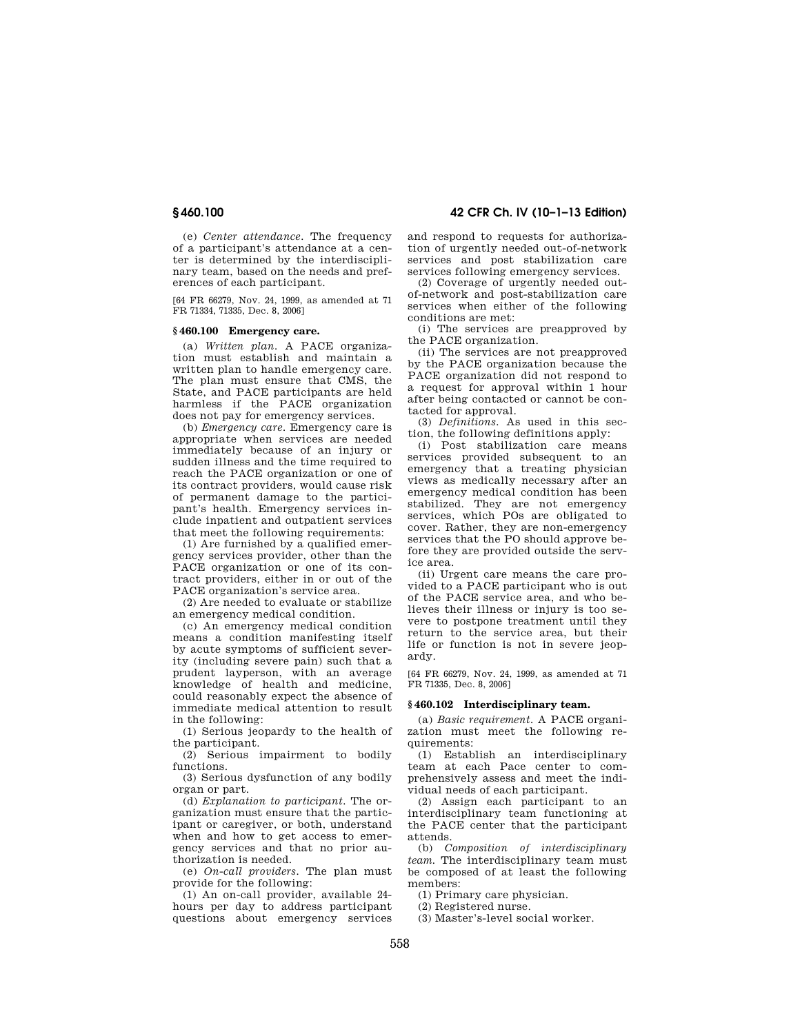(e) *Center attendance.* The frequency of a participant's attendance at a center is determined by the interdisciplinary team, based on the needs and preferences of each participant.

[64 FR 66279, Nov. 24, 1999, as amended at 71 FR 71334, 71335, Dec. 8, 2006]

## § 460.100 Emergency care.

(a) *Written plan.* A PACE organization must establish and maintain a written plan to handle emergency care. The plan must ensure that CMS, the State, and PACE participants are held harmless if the PACE organization does not pay for emergency services.

(b) *Emergency care.* Emergency care is appropriate when services are needed immediately because of an injury or sudden illness and the time required to reach the PACE organization or one of its contract providers, would cause risk of permanent damage to the participant's health. Emergency services include inpatient and outpatient services that meet the following requirements:

(1) Are furnished by a qualified emergency services provider, other than the PACE organization or one of its contract providers, either in or out of the PACE organization's service area.

(2) Are needed to evaluate or stabilize an emergency medical condition.

(c) An emergency medical condition means a condition manifesting itself by acute symptoms of sufficient severity (including severe pain) such that a prudent layperson, with an average knowledge of health and medicine, could reasonably expect the absence of immediate medical attention to result in the following:

(1) Serious jeopardy to the health of the participant.

(2) Serious impairment to bodily functions.

(3) Serious dysfunction of any bodily organ or part.

(d) *Explanation to participant.* The organization must ensure that the participant or caregiver, or both, understand when and how to get access to emergency services and that no prior authorization is needed.

(e) *On-call providers.* The plan must provide for the following:

(1) An on-call provider, available 24-hours per day to address participant questions about emergency services and respond to requests for authorization of urgently needed out-of-network services and post stabilization care services following emergency services.

(2) Coverage of urgently needed out-of-network and post-stabilization care services when either of the following conditions are met:

(i) The services are preapproved by the PACE organization.

(ii) The services are not preapproved by the PACE organization because the PACE organization did not respond to a request for approval within 1 hour after being contacted or cannot be contacted for approval.

(3) *Definitions.* As used in this section, the following definitions apply:

(i) Post stabilization care means services provided subsequent to an emergency that a treating physician views as medically necessary after an emergency medical condition has been stabilized. They are not emergency services, which POs are obligated to cover. Rather, they are non-emergency services that the PO should approve before they are provided outside the service area.

(ii) Urgent care means the care provided to a PACE participant who is out of the PACE service area, and who believes their illness or injury is too severe to postpone treatment until they return to the service area, but their life or function is not in severe jeopardy.

[64 FR 66279, Nov. 24, 1999, as amended at 71 FR 71335, Dec. 8, 2006]

## § 460.102 Interdisciplinary team.

(a) *Basic requirement.* A PACE organization must meet the following requirements:

(1) Establish an interdisciplinary team at each Pace center to comprehensively assess and meet the individual needs of each participant.

(2) Assign each participant to an interdisciplinary team functioning at the PACE center that the participant attends.

(b) *Composition of interdisciplinary team.* The interdisciplinary team must be composed of at least the following members:

(1) Primary care physician.

(2) Registered nurse.

(3) Master's-level social worker.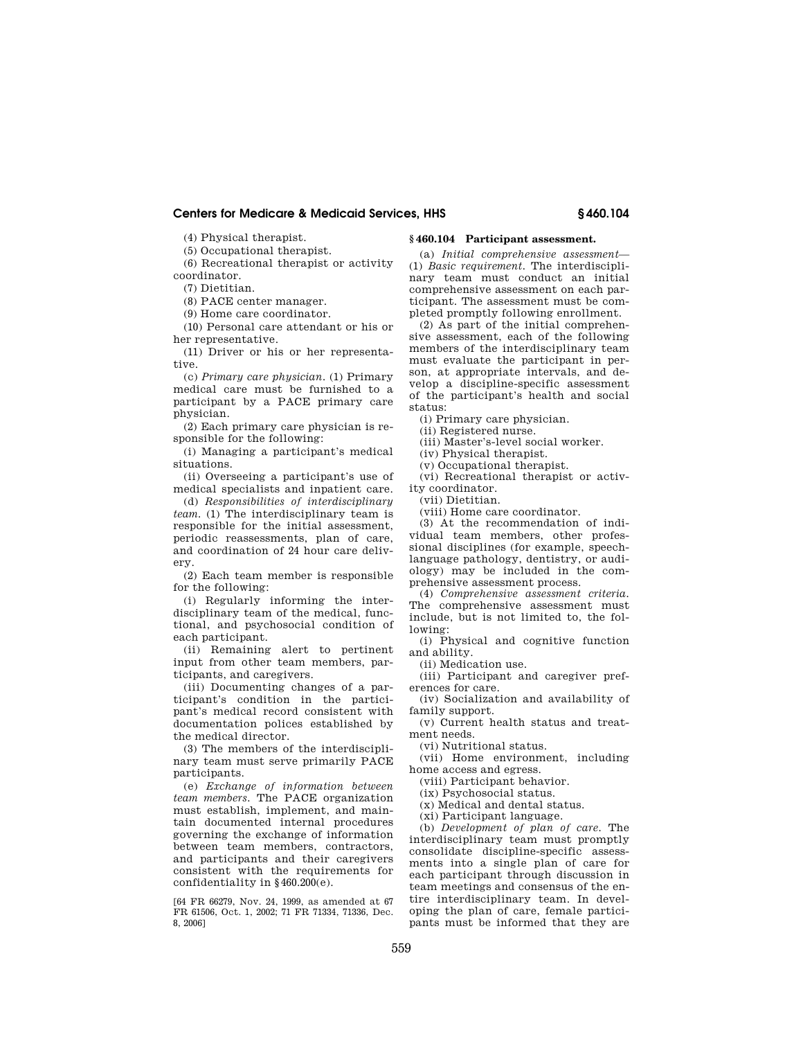(4) Physical therapist.

(5) Occupational therapist.

(6) Recreational therapist or activity coordinator.

(7) Dietitian.

(8) PACE center manager.

(9) Home care coordinator.

(10) Personal care attendant or his or her representative.

(11) Driver or his or her representative.

(c) *Primary care physician.* (1) Primary medical care must be furnished to a participant by a PACE primary care physician.

(2) Each primary care physician is responsible for the following:

(i) Managing a participant's medical situations.

(ii) Overseeing a participant's use of medical specialists and inpatient care.

(d) *Responsibilities of interdisciplinary team.* (1) The interdisciplinary team is responsible for the initial assessment, periodic reassessments, plan of care, and coordination of 24 hour care delivery.

(2) Each team member is responsible for the following:

(i) Regularly informing the interdisciplinary team of the medical, functional, and psychosocial condition of each participant.

(ii) Remaining alert to pertinent input from other team members, participants, and caregivers.

(iii) Documenting changes of a participant's condition in the participant's medical record consistent with documentation polices established by the medical director.

(3) The members of the interdisciplinary team must serve primarily PACE participants.

(e) *Exchange of information between team members.* The PACE organization must establish, implement, and maintain documented internal procedures governing the exchange of information between team members, contractors, and participants and their caregivers consistent with the requirements for confidentiality in §460.200(e).

[64 FR 66279, Nov. 24, 1999, as amended at 67 FR 61506, Oct. 1, 2002; 71 FR 71334, 71336, Dec. 8, 2006]

## §460.104 Participant assessment.

(a) *Initial comprehensive assessment*—(1) *Basic requirement.* The interdisciplinary team must conduct an initial comprehensive assessment on each participant. The assessment must be completed promptly following enrollment.

(2) As part of the initial comprehensive assessment, each of the following members of the interdisciplinary team must evaluate the participant in person, at appropriate intervals, and develop a discipline-specific assessment of the participant's health and social status:

(i) Primary care physician.

(ii) Registered nurse.

(iii) Master's-level social worker.

(iv) Physical therapist.

(v) Occupational therapist.

(vi) Recreational therapist or activity coordinator.

(vii) Dietitian.

(viii) Home care coordinator.

(3) At the recommendation of individual team members, other professional disciplines (for example, speech-language pathology, dentistry, or audiology) may be included in the comprehensive assessment process.

(4) *Comprehensive assessment criteria.* The comprehensive assessment must include, but is not limited to, the following:

(i) Physical and cognitive function and ability.

(ii) Medication use.

(iii) Participant and caregiver preferences for care.

(iv) Socialization and availability of family support.

(v) Current health status and treatment needs.

(vi) Nutritional status.

(vii) Home environment, including home access and egress.

(viii) Participant behavior.

(ix) Psychosocial status.

(x) Medical and dental status.

(xi) Participant language.

(b) *Development of plan of care.* The interdisciplinary team must promptly consolidate discipline-specific assessments into a single plan of care for each participant through discussion in team meetings and consensus of the entire interdisciplinary team. In developing the plan of care, female participants must be informed that they are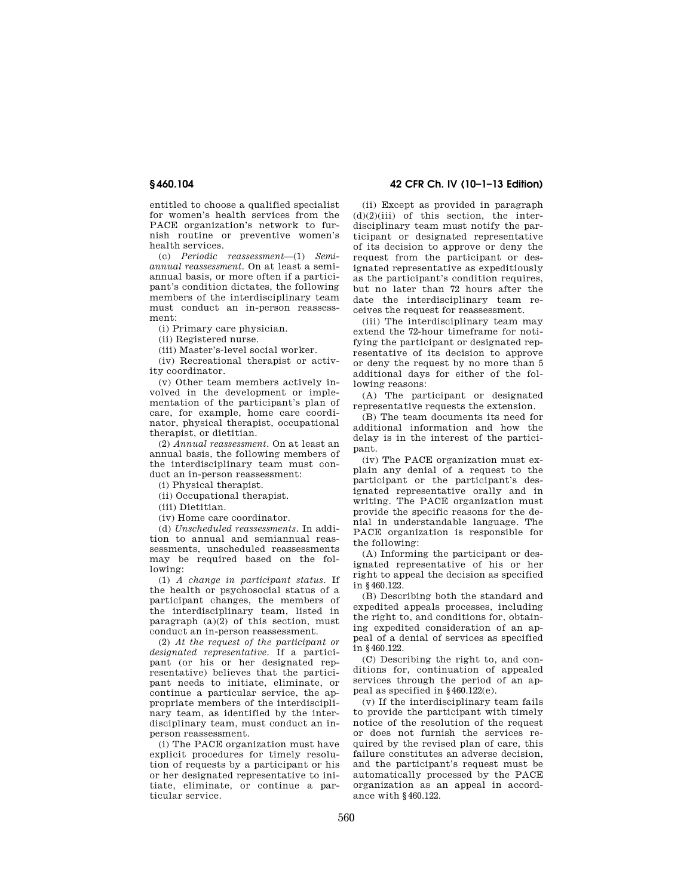entitled to choose a qualified specialist for women's health services from the PACE organization's network to furnish routine or preventive women's health services.

(c) *Periodic reassessment*—(1) *Semiannual reassessment.* On at least a semiannual basis, or more often if a participant's condition dictates, the following members of the interdisciplinary team must conduct an in-person reassessment:

(i) Primary care physician.

(ii) Registered nurse.

(iii) Master's-level social worker.

(iv) Recreational therapist or activity coordinator.

(v) Other team members actively involved in the development or implementation of the participant's plan of care, for example, home care coordinator, physical therapist, occupational therapist, or dietitian.

(2) *Annual reassessment.* On at least an annual basis, the following members of the interdisciplinary team must conduct an in-person reassessment:

(i) Physical therapist.

(ii) Occupational therapist.

(iii) Dietitian.

(iv) Home care coordinator.

(d) *Unscheduled reassessments.* In addition to annual and semiannual reassessments, unscheduled reassessments may be required based on the following:

(1) *A change in participant status.* If the health or psychosocial status of a participant changes, the members of the interdisciplinary team, listed in paragraph (a)(2) of this section, must conduct an in-person reassessment.

(2) *At the request of the participant or designated representative.* If a participant (or his or her designated representative) believes that the participant needs to initiate, eliminate, or continue a particular service, the appropriate members of the interdisciplinary team, as identified by the interdisciplinary team, must conduct an in-person reassessment.

(i) The PACE organization must have explicit procedures for timely resolution of requests by a participant or his or her designated representative to initiate, eliminate, or continue a particular service.

(ii) Except as provided in paragraph (d)(2)(iii) of this section, the interdisciplinary team must notify the participant or designated representative of its decision to approve or deny the request from the participant or designated representative as expeditiously as the participant's condition requires, but no later than 72 hours after the date the interdisciplinary team receives the request for reassessment.

(iii) The interdisciplinary team may extend the 72-hour timeframe for notifying the participant or designated representative of its decision to approve or deny the request by no more than 5 additional days for either of the following reasons:

(A) The participant or designated representative requests the extension.

(B) The team documents its need for additional information and how the delay is in the interest of the participant.

(iv) The PACE organization must explain any denial of a request to the participant or the participant's designated representative orally and in writing. The PACE organization must provide the specific reasons for the denial in understandable language. The PACE organization is responsible for the following:

(A) Informing the participant or designated representative of his or her right to appeal the decision as specified in §460.122.

(B) Describing both the standard and expedited appeals processes, including the right to, and conditions for, obtaining expedited consideration of an appeal of a denial of services as specified in §460.122.

(C) Describing the right to, and conditions for, continuation of appealed services through the period of an appeal as specified in §460.122(e).

(v) If the interdisciplinary team fails to provide the participant with timely notice of the resolution of the request or does not furnish the services required by the revised plan of care, this failure constitutes an adverse decision, and the participant's request must be automatically processed by the PACE organization as an appeal in accordance with §460.122.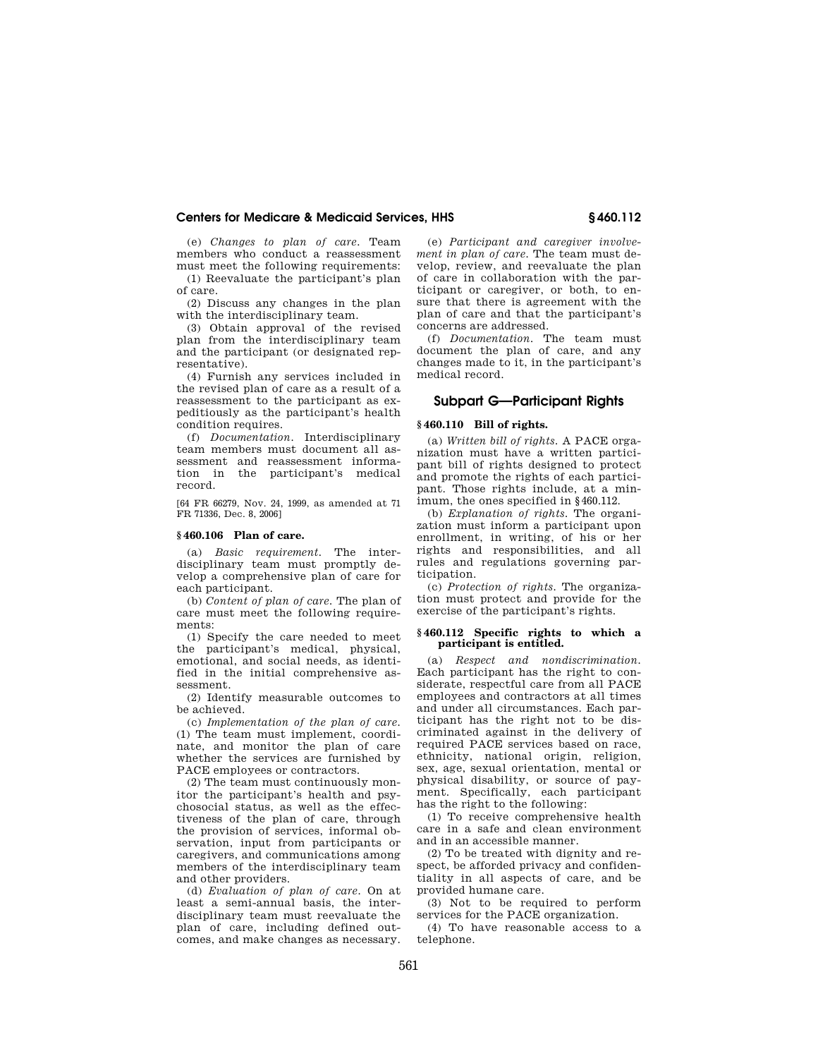(e) *Changes to plan of care.* Team members who conduct a reassessment must meet the following requirements:

(1) Reevaluate the participant's plan of care.

(2) Discuss any changes in the plan with the interdisciplinary team.

(3) Obtain approval of the revised plan from the interdisciplinary team and the participant (or designated representative).

(4) Furnish any services included in the revised plan of care as a result of a reassessment to the participant as expeditiously as the participant's health condition requires.

(f) *Documentation.* Interdisciplinary team members must document all assessment and reassessment information in the participant's medical record.

[64 FR 66279, Nov. 24, 1999, as amended at 71 FR 71336, Dec. 8, 2006]

#### § 460.106 Plan of care.

(a) *Basic requirement.* The interdisciplinary team must promptly develop a comprehensive plan of care for each participant.

(b) *Content of plan of care.* The plan of care must meet the following requirements:

(1) Specify the care needed to meet the participant's medical, physical, emotional, and social needs, as identified in the initial comprehensive assessment.

(2) Identify measurable outcomes to be achieved.

(c) *Implementation of the plan of care.* (1) The team must implement, coordinate, and monitor the plan of care whether the services are furnished by PACE employees or contractors.

(2) The team must continuously monitor the participant's health and psychosocial status, as well as the effectiveness of the plan of care, through the provision of services, informal observation, input from participants or caregivers, and communications among members of the interdisciplinary team and other providers.

(d) *Evaluation of plan of care.* On at least a semi-annual basis, the interdisciplinary team must reevaluate the plan of care, including defined outcomes, and make changes as necessary.

(e) *Participant and caregiver involvement in plan of care.* The team must develop, review, and reevaluate the plan of care in collaboration with the participant or caregiver, or both, to ensure that there is agreement with the plan of care and that the participant's concerns are addressed.

(f) *Documentation.* The team must document the plan of care, and any changes made to it, in the participant's medical record.

## Subpart G—Participant Rights

#### § 460.110 Bill of rights.

(a) *Written bill of rights.* A PACE organization must have a written participant bill of rights designed to protect and promote the rights of each participant. Those rights include, at a minimum, the ones specified in § 460.112.

(b) *Explanation of rights.* The organization must inform a participant upon enrollment, in writing, of his or her rights and responsibilities, and all rules and regulations governing participation.

(c) *Protection of rights.* The organization must protect and provide for the exercise of the participant's rights.

#### § 460.112 Specific rights to which a participant is entitled.

(a) *Respect and nondiscrimination.* Each participant has the right to considerate, respectful care from all PACE employees and contractors at all times and under all circumstances. Each participant has the right not to be discriminated against in the delivery of required PACE services based on race, ethnicity, national origin, religion, sex, age, sexual orientation, mental or physical disability, or source of payment. Specifically, each participant has the right to the following:

(1) To receive comprehensive health care in a safe and clean environment and in an accessible manner.

(2) To be treated with dignity and respect, be afforded privacy and confidentiality in all aspects of care, and be provided humane care.

(3) Not to be required to perform services for the PACE organization.

(4) To have reasonable access to a telephone.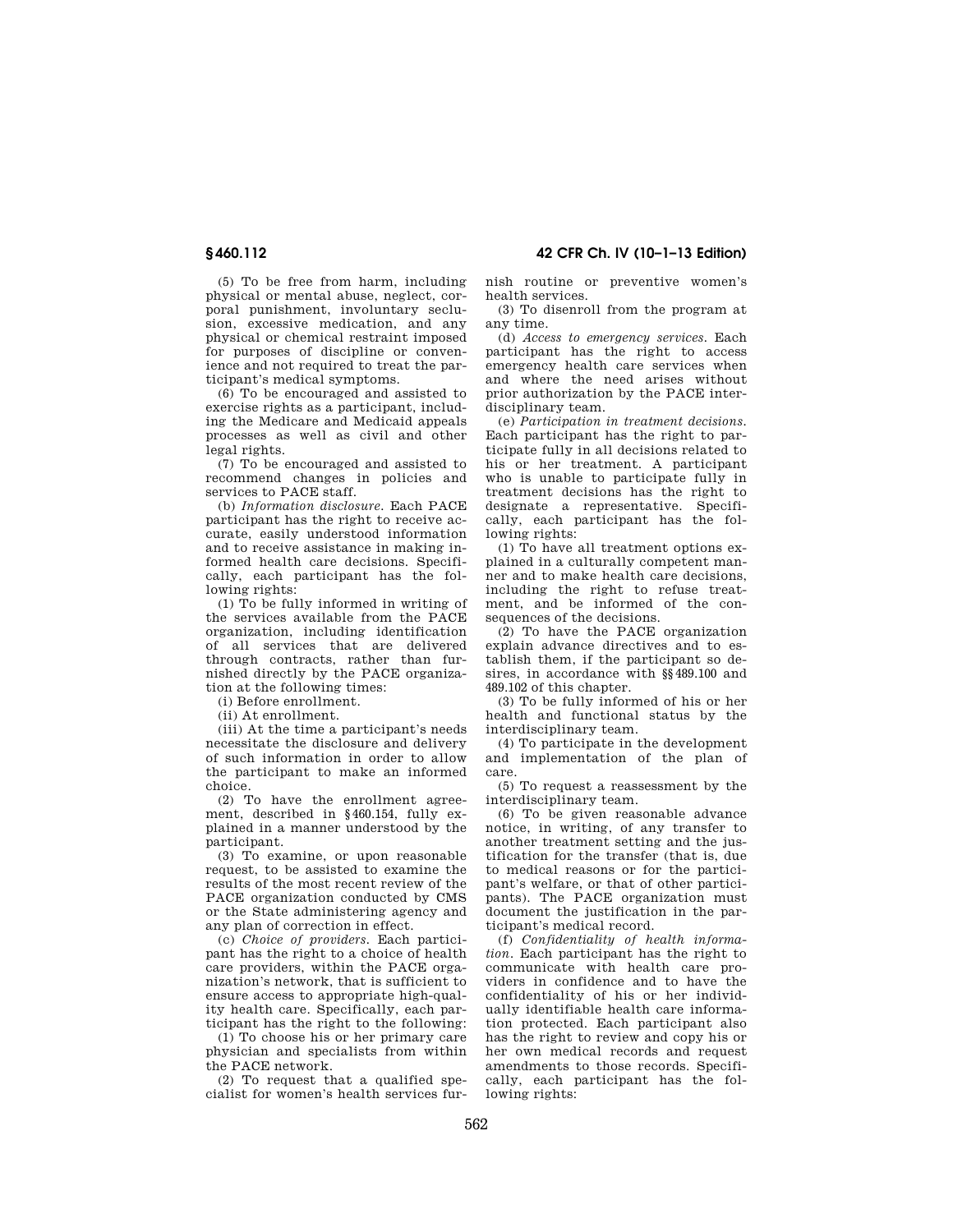(5) To be free from harm, including physical or mental abuse, neglect, corporal punishment, involuntary seclusion, excessive medication, and any physical or chemical restraint imposed for purposes of discipline or convenience and not required to treat the participant's medical symptoms.

(6) To be encouraged and assisted to exercise rights as a participant, including the Medicare and Medicaid appeals processes as well as civil and other legal rights.

(7) To be encouraged and assisted to recommend changes in policies and services to PACE staff.

(b) *Information disclosure.* Each PACE participant has the right to receive accurate, easily understood information and to receive assistance in making informed health care decisions. Specifically, each participant has the following rights:

(1) To be fully informed in writing of the services available from the PACE organization, including identification of all services that are delivered through contracts, rather than furnished directly by the PACE organization at the following times:

(i) Before enrollment.

(ii) At enrollment.

(iii) At the time a participant's needs necessitate the disclosure and delivery of such information in order to allow the participant to make an informed choice.

(2) To have the enrollment agreement, described in §460.154, fully explained in a manner understood by the participant.

(3) To examine, or upon reasonable request, to be assisted to examine the results of the most recent review of the PACE organization conducted by CMS or the State administering agency and any plan of correction in effect.

(c) *Choice of providers.* Each participant has the right to a choice of health care providers, within the PACE organization's network, that is sufficient to ensure access to appropriate high-quality health care. Specifically, each participant has the right to the following:

(1) To choose his or her primary care physician and specialists from within the PACE network.

(2) To request that a qualified specialist for women's health services furnish routine or preventive women's health services.

(3) To disenroll from the program at any time.

(d) *Access to emergency services.* Each participant has the right to access emergency health care services when and where the need arises without prior authorization by the PACE interdisciplinary team.

(e) *Participation in treatment decisions.* Each participant has the right to participate fully in all decisions related to his or her treatment. A participant who is unable to participate fully in treatment decisions has the right to designate a representative. Specifically, each participant has the following rights:

(1) To have all treatment options explained in a culturally competent manner and to make health care decisions, including the right to refuse treatment, and be informed of the consequences of the decisions.

(2) To have the PACE organization explain advance directives and to establish them, if the participant so desires, in accordance with §§489.100 and 489.102 of this chapter.

(3) To be fully informed of his or her health and functional status by the interdisciplinary team.

(4) To participate in the development and implementation of the plan of care.

(5) To request a reassessment by the interdisciplinary team.

(6) To be given reasonable advance notice, in writing, of any transfer to another treatment setting and the justification for the transfer (that is, due to medical reasons or for the participant's welfare, or that of other participants). The PACE organization must document the justification in the participant's medical record.

(f) *Confidentiality of health information.* Each participant has the right to communicate with health care providers in confidence and to have the confidentiality of his or her individually identifiable health care information protected. Each participant also has the right to review and copy his or her own medical records and request amendments to those records. Specifically, each participant has the following rights: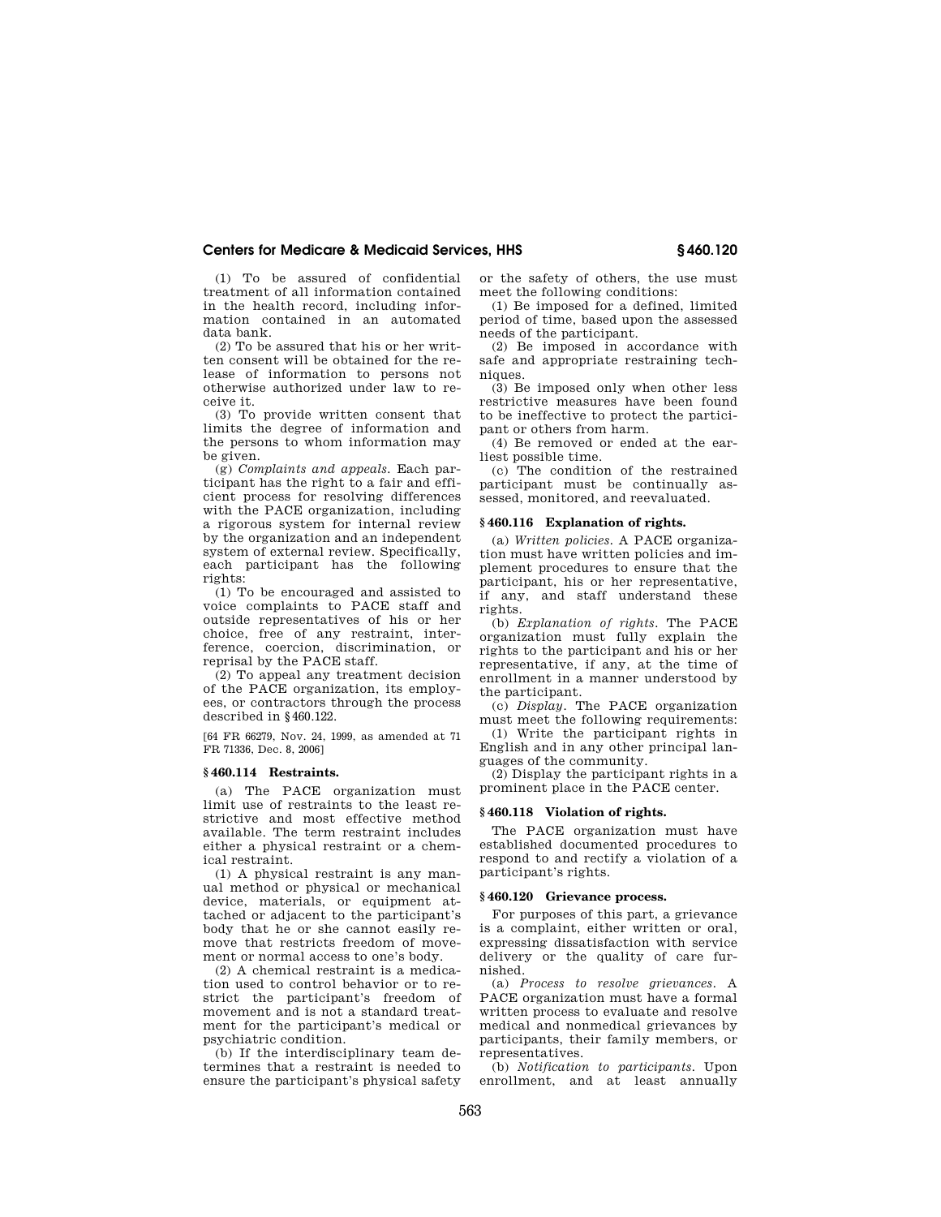(1) To be assured of confidential treatment of all information contained in the health record, including information contained in an automated data bank.

(2) To be assured that his or her written consent will be obtained for the release of information to persons not otherwise authorized under law to receive it.

(3) To provide written consent that limits the degree of information and the persons to whom information may be given.

(g) *Complaints and appeals.* Each participant has the right to a fair and efficient process for resolving differences with the PACE organization, including a rigorous system for internal review by the organization and an independent system of external review. Specifically, each participant has the following rights:

(1) To be encouraged and assisted to voice complaints to PACE staff and outside representatives of his or her choice, free of any restraint, interference, coercion, discrimination, or reprisal by the PACE staff.

(2) To appeal any treatment decision of the PACE organization, its employees, or contractors through the process described in §460.122.

[64 FR 66279, Nov. 24, 1999, as amended at 71 FR 71336, Dec. 8, 2006]

### §460.114 Restraints.

(a) The PACE organization must limit use of restraints to the least restrictive and most effective method available. The term restraint includes either a physical restraint or a chemical restraint.

(1) A physical restraint is any manual method or physical or mechanical device, materials, or equipment attached or adjacent to the participant's body that he or she cannot easily remove that restricts freedom of movement or normal access to one's body.

(2) A chemical restraint is a medication used to control behavior or to restrict the participant's freedom of movement and is not a standard treatment for the participant's medical or psychiatric condition.

(b) If the interdisciplinary team determines that a restraint is needed to ensure the participant's physical safety or the safety of others, the use must meet the following conditions:

(1) Be imposed for a defined, limited period of time, based upon the assessed needs of the participant.

(2) Be imposed in accordance with safe and appropriate restraining techniques.

(3) Be imposed only when other less restrictive measures have been found to be ineffective to protect the participant or others from harm.

(4) Be removed or ended at the earliest possible time.

(c) The condition of the restrained participant must be continually assessed, monitored, and reevaluated.

### §460.116 Explanation of rights.

(a) *Written policies.* A PACE organization must have written policies and implement procedures to ensure that the participant, his or her representative, if any, and staff understand these rights.

(b) *Explanation of rights.* The PACE organization must fully explain the rights to the participant and his or her representative, if any, at the time of enrollment in a manner understood by the participant.

(c) *Display.* The PACE organization must meet the following requirements:

(1) Write the participant rights in English and in any other principal languages of the community.

(2) Display the participant rights in a prominent place in the PACE center.

### §460.118 Violation of rights.

The PACE organization must have established documented procedures to respond to and rectify a violation of a participant's rights.

### §460.120 Grievance process.

For purposes of this part, a grievance is a complaint, either written or oral, expressing dissatisfaction with service delivery or the quality of care furnished.

(a) *Process to resolve grievances.* A PACE organization must have a formal written process to evaluate and resolve medical and nonmedical grievances by participants, their family members, or representatives.

(b) *Notification to participants.* Upon enrollment, and at least annually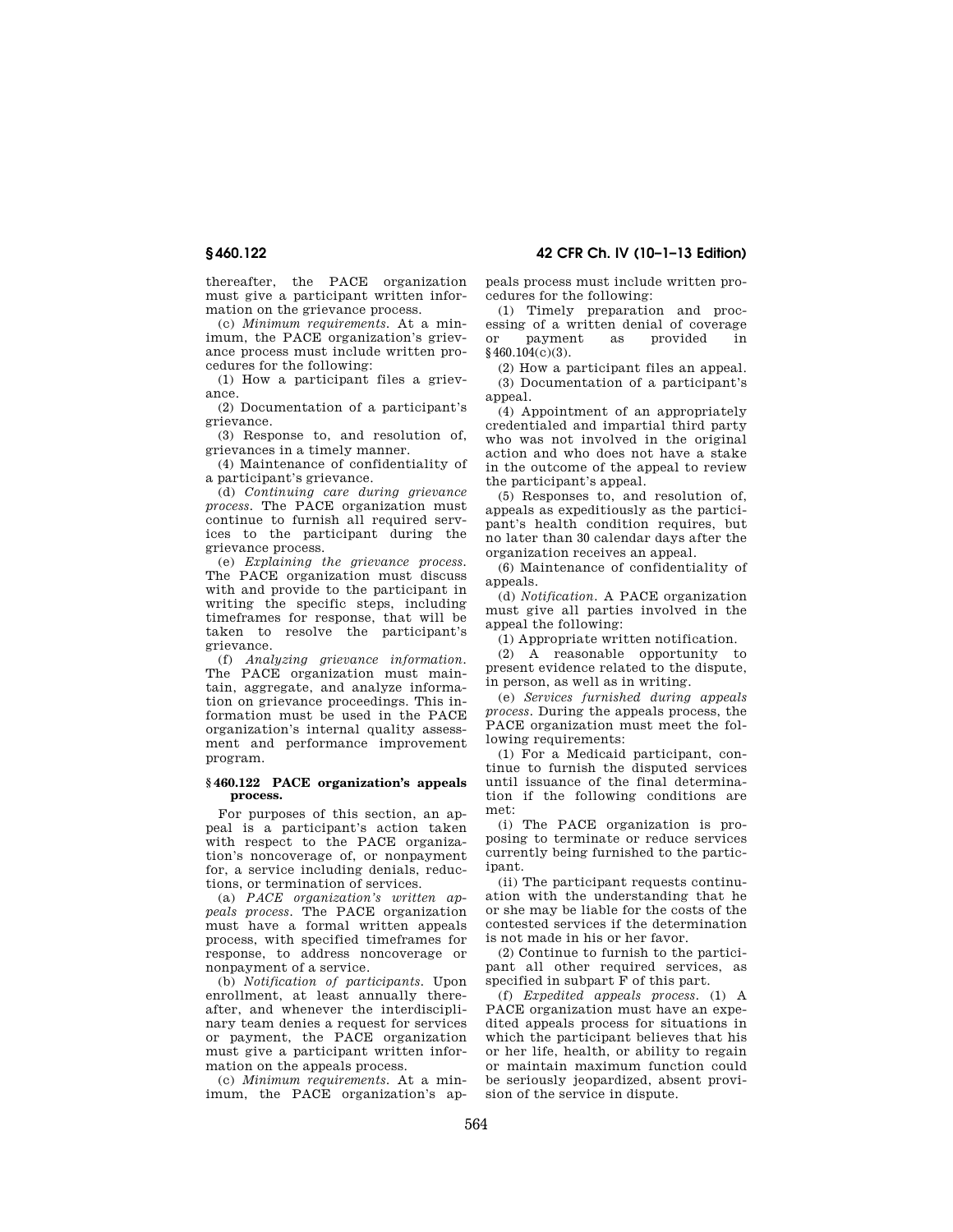thereafter, the PACE organization must give a participant written information on the grievance process.

(c) *Minimum requirements.* At a minimum, the PACE organization's grievance process must include written procedures for the following:

(1) How a participant files a grievance.

(2) Documentation of a participant's grievance.

(3) Response to, and resolution of, grievances in a timely manner.

(4) Maintenance of confidentiality of a participant's grievance.

(d) *Continuing care during grievance process.* The PACE organization must continue to furnish all required services to the participant during the grievance process.

(e) *Explaining the grievance process.* The PACE organization must discuss with and provide to the participant in writing the specific steps, including timeframes for response, that will be taken to resolve the participant's grievance.

(f) *Analyzing grievance information.* The PACE organization must maintain, aggregate, and analyze information on grievance proceedings. This information must be used in the PACE organization's internal quality assessment and performance improvement program.

### § 460.122 PACE organization's appeals process.

For purposes of this section, an appeal is a participant's action taken with respect to the PACE organization's noncoverage of, or nonpayment for, a service including denials, reductions, or termination of services.

(a) *PACE organization's written appeals process.* The PACE organization must have a formal written appeals process, with specified timeframes for response, to address noncoverage or nonpayment of a service.

(b) *Notification of participants.* Upon enrollment, at least annually thereafter, and whenever the interdisciplinary team denies a request for services or payment, the PACE organization must give a participant written information on the appeals process.

(c) *Minimum requirements.* At a minimum, the PACE organization's appeals process must include written procedures for the following:

(1) Timely preparation and processing of a written denial of coverage or payment as provided in §460.104(c)(3).

(2) How a participant files an appeal.

(3) Documentation of a participant's appeal.

(4) Appointment of an appropriately credentialed and impartial third party who was not involved in the original action and who does not have a stake in the outcome of the appeal to review the participant's appeal.

(5) Responses to, and resolution of, appeals as expeditiously as the participant's health condition requires, but no later than 30 calendar days after the organization receives an appeal.

(6) Maintenance of confidentiality of appeals.

(d) *Notification.* A PACE organization must give all parties involved in the appeal the following:

(1) Appropriate written notification.

(2) A reasonable opportunity to present evidence related to the dispute, in person, as well as in writing.

(e) *Services furnished during appeals process.* During the appeals process, the PACE organization must meet the following requirements:

(1) For a Medicaid participant, continue to furnish the disputed services until issuance of the final determination if the following conditions are met:

(i) The PACE organization is proposing to terminate or reduce services currently being furnished to the participant.

(ii) The participant requests continuation with the understanding that he or she may be liable for the costs of the contested services if the determination is not made in his or her favor.

(2) Continue to furnish to the participant all other required services, as specified in subpart F of this part.

(f) *Expedited appeals process.* (1) A PACE organization must have an expedited appeals process for situations in which the participant believes that his or her life, health, or ability to regain or maintain maximum function could be seriously jeopardized, absent provision of the service in dispute.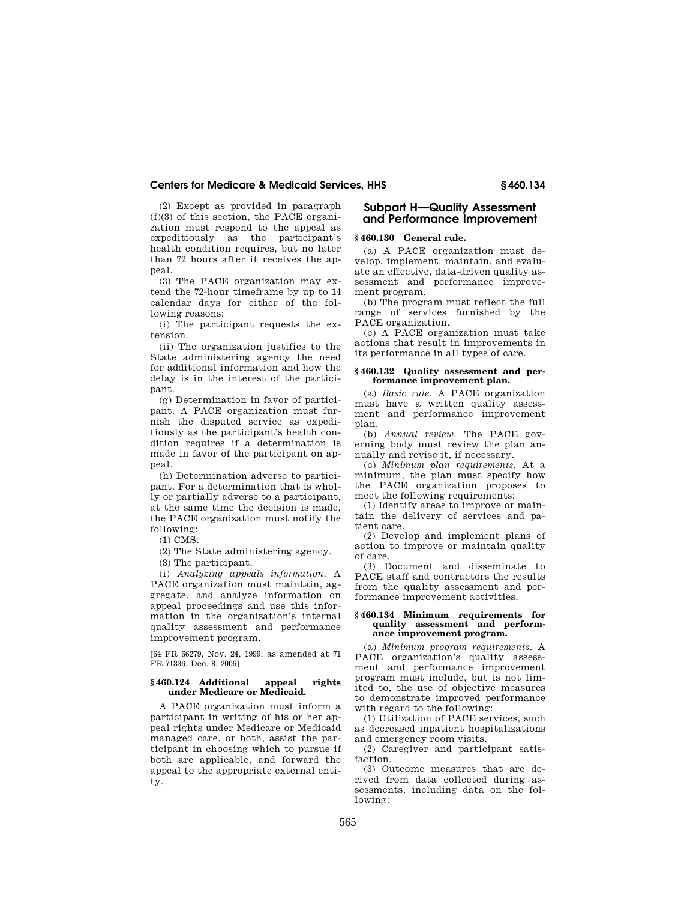(2) Except as provided in paragraph (f)(3) of this section, the PACE organization must respond to the appeal as expeditiously as the participant's health condition requires, but no later than 72 hours after it receives the appeal.

(3) The PACE organization may extend the 72-hour timeframe by up to 14 calendar days for either of the following reasons:

(i) The participant requests the extension.

(ii) The organization justifies to the State administering agency the need for additional information and how the delay is in the interest of the participant.

(g) Determination in favor of participant. A PACE organization must furnish the disputed service as expeditiously as the participant's health condition requires if a determination is made in favor of the participant on appeal.

(h) Determination adverse to participant. For a determination that is wholly or partially adverse to a participant, at the same time the decision is made, the PACE organization must notify the following:

(1) CMS.

(2) The State administering agency.

(3) The participant.

(i) *Analyzing appeals information.* A PACE organization must maintain, aggregate, and analyze information on appeal proceedings and use this information in the organization's internal quality assessment and performance improvement program.

[64 FR 66279, Nov. 24, 1999, as amended at 71 FR 71336, Dec. 8, 2006]

### § 460.124 Additional appeal rights under Medicare or Medicaid.

A PACE organization must inform a participant in writing of his or her appeal rights under Medicare or Medicaid managed care, or both, assist the participant in choosing which to pursue if both are applicable, and forward the appeal to the appropriate external entity.

## Subpart H—Quality Assessment and Performance Improvement

### § 460.130 General rule.

(a) A PACE organization must develop, implement, maintain, and evaluate an effective, data-driven quality assessment and performance improvement program.

(b) The program must reflect the full range of services furnished by the PACE organization.

(c) A PACE organization must take actions that result in improvements in its performance in all types of care.

### § 460.132 Quality assessment and performance improvement plan.

(a) *Basic rule.* A PACE organization must have a written quality assessment and performance improvement plan.

(b) *Annual review.* The PACE governing body must review the plan annually and revise it, if necessary.

(c) *Minimum plan requirements.* At a minimum, the plan must specify how the PACE organization proposes to meet the following requirements:

(1) Identify areas to improve or maintain the delivery of services and patient care.

(2) Develop and implement plans of action to improve or maintain quality of care.

(3) Document and disseminate to PACE staff and contractors the results from the quality assessment and performance improvement activities.

### § 460.134 Minimum requirements for quality assessment and performance improvement program.

(a) *Minimum program requirements.* A PACE organization's quality assessment and performance improvement program must include, but is not limited to, the use of objective measures to demonstrate improved performance with regard to the following:

(1) Utilization of PACE services, such as decreased inpatient hospitalizations and emergency room visits.

(2) Caregiver and participant satisfaction.

(3) Outcome measures that are derived from data collected during assessments, including data on the following: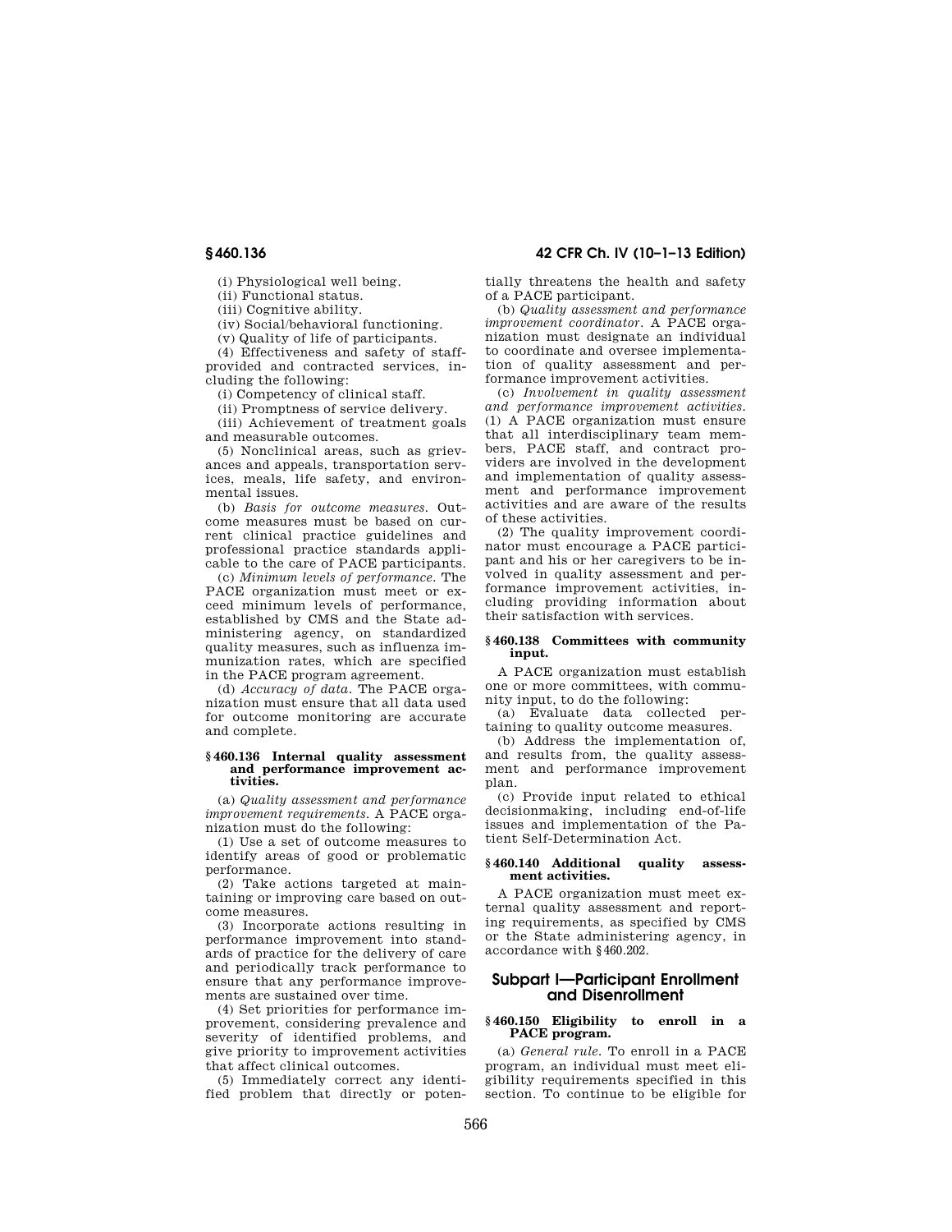(i) Physiological well being.

(ii) Functional status.

(iii) Cognitive ability.

(iv) Social/behavioral functioning.

(v) Quality of life of participants.

(4) Effectiveness and safety of staff-provided and contracted services, including the following:

(i) Competency of clinical staff.

(ii) Promptness of service delivery.

(iii) Achievement of treatment goals and measurable outcomes.

(5) Nonclinical areas, such as grievances and appeals, transportation services, meals, life safety, and environmental issues.

(b) *Basis for outcome measures.* Outcome measures must be based on current clinical practice guidelines and professional practice standards applicable to the care of PACE participants.

(c) *Minimum levels of performance.* The PACE organization must meet or exceed minimum levels of performance, established by CMS and the State administering agency, on standardized quality measures, such as influenza immunization rates, which are specified in the PACE program agreement.

(d) *Accuracy of data.* The PACE organization must ensure that all data used for outcome monitoring are accurate and complete.

### § 460.136 Internal quality assessment and performance improvement activities.

(a) *Quality assessment and performance improvement requirements.* A PACE organization must do the following:

(1) Use a set of outcome measures to identify areas of good or problematic performance.

(2) Take actions targeted at maintaining or improving care based on outcome measures.

(3) Incorporate actions resulting in performance improvement into standards of practice for the delivery of care and periodically track performance to ensure that any performance improvements are sustained over time.

(4) Set priorities for performance improvement, considering prevalence and severity of identified problems, and give priority to improvement activities that affect clinical outcomes.

(5) Immediately correct any identified problem that directly or potentially threatens the health and safety of a PACE participant.

(b) *Quality assessment and performance improvement coordinator.* A PACE organization must designate an individual to coordinate and oversee implementation of quality assessment and performance improvement activities.

(c) *Involvement in quality assessment and performance improvement activities.* (1) A PACE organization must ensure that all interdisciplinary team members, PACE staff, and contract providers are involved in the development and implementation of quality assessment and performance improvement activities and are aware of the results of these activities.

(2) The quality improvement coordinator must encourage a PACE participant and his or her caregivers to be involved in quality assessment and performance improvement activities, including providing information about their satisfaction with services.

### § 460.138 Committees with community input.

A PACE organization must establish one or more committees, with community input, to do the following:

(a) Evaluate data collected pertaining to quality outcome measures.

(b) Address the implementation of, and results from, the quality assessment and performance improvement plan.

(c) Provide input related to ethical decisionmaking, including end-of-life issues and implementation of the Patient Self-Determination Act.

### § 460.140 Additional quality assessment activities.

A PACE organization must meet external quality assessment and reporting requirements, as specified by CMS or the State administering agency, in accordance with § 460.202.

## Subpart I—Participant Enrollment and Disenrollment

### § 460.150 Eligibility to enroll in a PACE program.

(a) *General rule.* To enroll in a PACE program, an individual must meet eligibility requirements specified in this section. To continue to be eligible for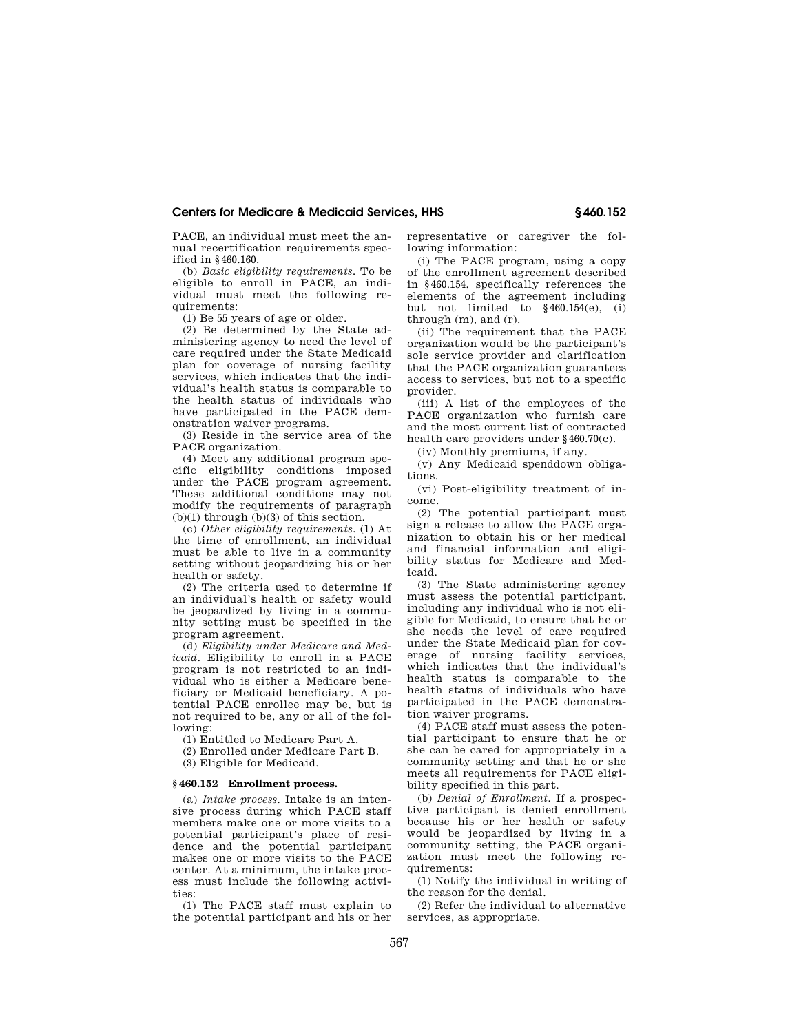PACE, an individual must meet the annual recertification requirements specified in §460.160.

(b) *Basic eligibility requirements.* To be eligible to enroll in PACE, an individual must meet the following requirements:

(1) Be 55 years of age or older.

(2) Be determined by the State administering agency to need the level of care required under the State Medicaid plan for coverage of nursing facility services, which indicates that the individual's health status is comparable to the health status of individuals who have participated in the PACE demonstration waiver programs.

(3) Reside in the service area of the PACE organization.

(4) Meet any additional program specific eligibility conditions imposed under the PACE program agreement. These additional conditions may not modify the requirements of paragraph (b)(1) through (b)(3) of this section.

(c) *Other eligibility requirements.* (1) At the time of enrollment, an individual must be able to live in a community setting without jeopardizing his or her health or safety.

(2) The criteria used to determine if an individual's health or safety would be jeopardized by living in a community setting must be specified in the program agreement.

(d) *Eligibility under Medicare and Medicaid.* Eligibility to enroll in a PACE program is not restricted to an individual who is either a Medicare beneficiary or Medicaid beneficiary. A potential PACE enrollee may be, but is not required to be, any or all of the following:

(1) Entitled to Medicare Part A.

(2) Enrolled under Medicare Part B.

(3) Eligible for Medicaid.

### §460.152 Enrollment process.

(a) *Intake process.* Intake is an intensive process during which PACE staff members make one or more visits to a potential participant's place of residence and the potential participant makes one or more visits to the PACE center. At a minimum, the intake process must include the following activities:

(1) The PACE staff must explain to the potential participant and his or her representative or caregiver the following information:

(i) The PACE program, using a copy of the enrollment agreement described in §460.154, specifically references the elements of the agreement including but not limited to §460.154(e), (i) through (m), and (r).

(ii) The requirement that the PACE organization would be the participant's sole service provider and clarification that the PACE organization guarantees access to services, but not to a specific provider.

(iii) A list of the employees of the PACE organization who furnish care and the most current list of contracted health care providers under §460.70(c).

(iv) Monthly premiums, if any.

(v) Any Medicaid spenddown obligations.

(vi) Post-eligibility treatment of income.

(2) The potential participant must sign a release to allow the PACE organization to obtain his or her medical and financial information and eligibility status for Medicare and Medicaid.

(3) The State administering agency must assess the potential participant, including any individual who is not eligible for Medicaid, to ensure that he or she needs the level of care required under the State Medicaid plan for coverage of nursing facility services, which indicates that the individual's health status is comparable to the health status of individuals who have participated in the PACE demonstration waiver programs.

(4) PACE staff must assess the potential participant to ensure that he or she can be cared for appropriately in a community setting and that he or she meets all requirements for PACE eligibility specified in this part.

(b) *Denial of Enrollment.* If a prospective participant is denied enrollment because his or her health or safety would be jeopardized by living in a community setting, the PACE organization must meet the following requirements:

(1) Notify the individual in writing of the reason for the denial.

(2) Refer the individual to alternative services, as appropriate.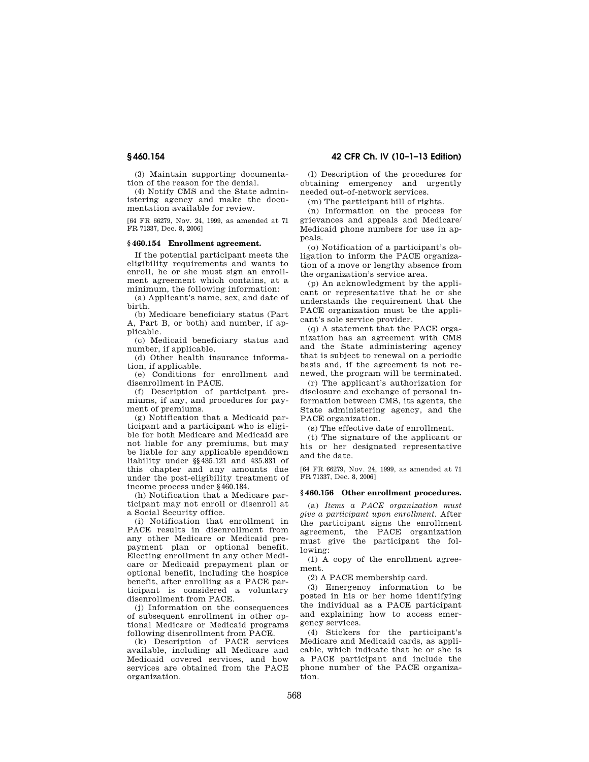(3) Maintain supporting documentation of the reason for the denial.

(4) Notify CMS and the State administering agency and make the documentation available for review.

[64 FR 66279, Nov. 24, 1999, as amended at 71 FR 71337, Dec. 8, 2006]

## § 460.154 Enrollment agreement.

If the potential participant meets the eligibility requirements and wants to enroll, he or she must sign an enrollment agreement which contains, at a minimum, the following information:

(a) Applicant's name, sex, and date of birth.

(b) Medicare beneficiary status (Part A, Part B, or both) and number, if applicable.

(c) Medicaid beneficiary status and number, if applicable.

(d) Other health insurance information, if applicable.

(e) Conditions for enrollment and disenrollment in PACE.

(f) Description of participant premiums, if any, and procedures for payment of premiums.

(g) Notification that a Medicaid participant and a participant who is eligible for both Medicare and Medicaid are not liable for any premiums, but may be liable for any applicable spenddown liability under §§ 435.121 and 435.831 of this chapter and any amounts due under the post-eligibility treatment of income process under § 460.184.

(h) Notification that a Medicare participant may not enroll or disenroll at a Social Security office.

(i) Notification that enrollment in PACE results in disenrollment from any other Medicare or Medicaid prepayment plan or optional benefit. Electing enrollment in any other Medicare or Medicaid prepayment plan or optional benefit, including the hospice benefit, after enrolling as a PACE participant is considered a voluntary disenrollment from PACE.

(j) Information on the consequences of subsequent enrollment in other optional Medicare or Medicaid programs following disenrollment from PACE.

(k) Description of PACE services available, including all Medicare and Medicaid covered services, and how services are obtained from the PACE organization.

(l) Description of the procedures for obtaining emergency and urgently needed out-of-network services.

(m) The participant bill of rights.

(n) Information on the process for grievances and appeals and Medicare/Medicaid phone numbers for use in appeals.

(o) Notification of a participant's obligation to inform the PACE organization of a move or lengthy absence from the organization's service area.

(p) An acknowledgment by the applicant or representative that he or she understands the requirement that the PACE organization must be the applicant's sole service provider.

(q) A statement that the PACE organization has an agreement with CMS and the State administering agency that is subject to renewal on a periodic basis and, if the agreement is not renewed, the program will be terminated.

(r) The applicant's authorization for disclosure and exchange of personal information between CMS, its agents, the State administering agency, and the PACE organization.

(s) The effective date of enrollment.

(t) The signature of the applicant or his or her designated representative and the date.

[64 FR 66279, Nov. 24, 1999, as amended at 71 FR 71337, Dec. 8, 2006]

## § 460.156 Other enrollment procedures.

(a) *Items a PACE organization must give a participant upon enrollment.* After the participant signs the enrollment agreement, the PACE organization must give the participant the following:

(1) A copy of the enrollment agreement.

(2) A PACE membership card.

(3) Emergency information to be posted in his or her home identifying the individual as a PACE participant and explaining how to access emergency services.

(4) Stickers for the participant's Medicare and Medicaid cards, as applicable, which indicate that he or she is a PACE participant and include the phone number of the PACE organization.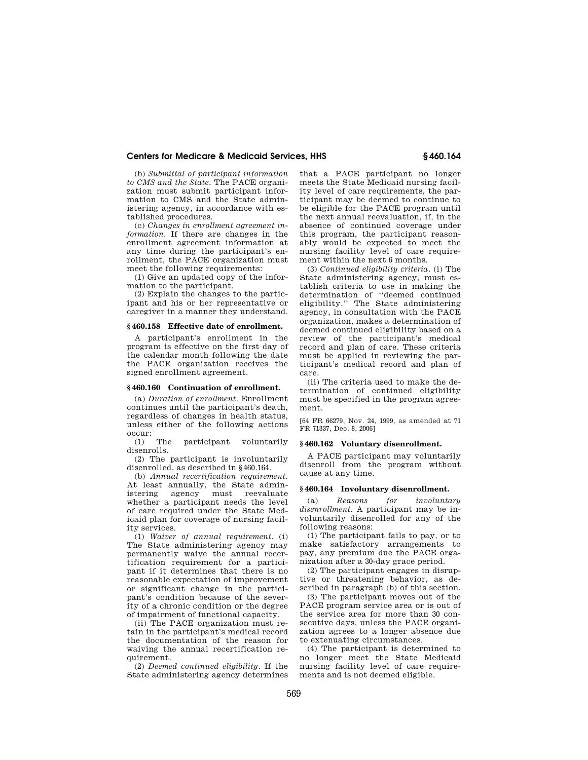(b) *Submittal of participant information to CMS and the State.* The PACE organization must submit participant information to CMS and the State administering agency, in accordance with established procedures.

(c) *Changes in enrollment agreement information.* If there are changes in the enrollment agreement information at any time during the participant's enrollment, the PACE organization must meet the following requirements:

(1) Give an updated copy of the information to the participant.

(2) Explain the changes to the participant and his or her representative or caregiver in a manner they understand.

## § 460.158 Effective date of enrollment.

A participant's enrollment in the program is effective on the first day of the calendar month following the date the PACE organization receives the signed enrollment agreement.

## § 460.160 Continuation of enrollment.

(a) *Duration of enrollment.* Enrollment continues until the participant's death, regardless of changes in health status, unless either of the following actions occur:

(1) The participant voluntarily disenrolls.

(2) The participant is involuntarily disenrolled, as described in § 460.164.

(b) *Annual recertification requirement.* At least annually, the State administering agency must reevaluate whether a participant needs the level of care required under the State Medicaid plan for coverage of nursing facility services.

(1) *Waiver of annual requirement.* (i) The State administering agency may permanently waive the annual recertification requirement for a participant if it determines that there is no reasonable expectation of improvement or significant change in the participant's condition because of the severity of a chronic condition or the degree of impairment of functional capacity.

(ii) The PACE organization must retain in the participant's medical record the documentation of the reason for waiving the annual recertification requirement.

(2) *Deemed continued eligibility.* If the State administering agency determines that a PACE participant no longer meets the State Medicaid nursing facility level of care requirements, the participant may be deemed to continue to be eligible for the PACE program until the next annual reevaluation, if, in the absence of continued coverage under this program, the participant reasonably would be expected to meet the nursing facility level of care requirement within the next 6 months.

(3) *Continued eligibility criteria.* (i) The State administering agency, must establish criteria to use in making the determination of "deemed continued eligibility." The State administering agency, in consultation with the PACE organization, makes a determination of deemed continued eligibility based on a review of the participant's medical record and plan of care. These criteria must be applied in reviewing the participant's medical record and plan of care.

(ii) The criteria used to make the determination of continued eligibility must be specified in the program agreement.

[64 FR 66279, Nov. 24, 1999, as amended at 71 FR 71337, Dec. 8, 2006]

## § 460.162 Voluntary disenrollment.

A PACE participant may voluntarily disenroll from the program without cause at any time.

## § 460.164 Involuntary disenrollment.

(a) *Reasons for involuntary disenrollment.* A participant may be involuntarily disenrolled for any of the following reasons:

(1) The participant fails to pay, or to make satisfactory arrangements to pay, any premium due the PACE organization after a 30-day grace period.

(2) The participant engages in disruptive or threatening behavior, as described in paragraph (b) of this section.

(3) The participant moves out of the PACE program service area or is out of the service area for more than 30 consecutive days, unless the PACE organization agrees to a longer absence due to extenuating circumstances.

(4) The participant is determined to no longer meet the State Medicaid nursing facility level of care requirements and is not deemed eligible.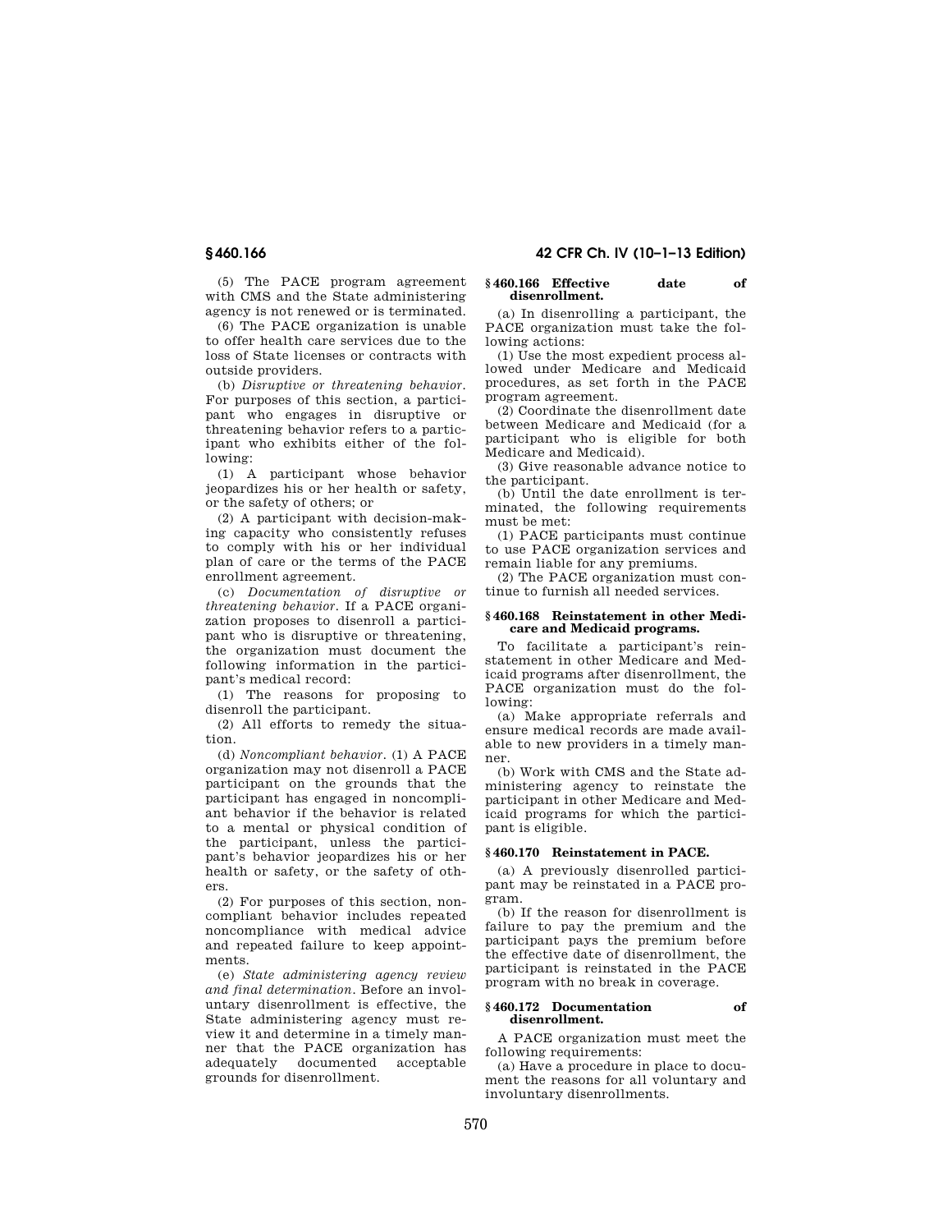(5) The PACE program agreement with CMS and the State administering agency is not renewed or is terminated.

(6) The PACE organization is unable to offer health care services due to the loss of State licenses or contracts with outside providers.

(b) *Disruptive or threatening behavior.* For purposes of this section, a participant who engages in disruptive or threatening behavior refers to a participant who exhibits either of the following:

(1) A participant whose behavior jeopardizes his or her health or safety, or the safety of others; or

(2) A participant with decision-making capacity who consistently refuses to comply with his or her individual plan of care or the terms of the PACE enrollment agreement.

(c) *Documentation of disruptive or threatening behavior.* If a PACE organization proposes to disenroll a participant who is disruptive or threatening, the organization must document the following information in the participant's medical record:

(1) The reasons for proposing to disenroll the participant.

(2) All efforts to remedy the situation.

(d) *Noncompliant behavior.* (1) A PACE organization may not disenroll a PACE participant on the grounds that the participant has engaged in noncompliant behavior if the behavior is related to a mental or physical condition of the participant, unless the participant's behavior jeopardizes his or her health or safety, or the safety of others.

(2) For purposes of this section, noncompliant behavior includes repeated noncompliance with medical advice and repeated failure to keep appointments.

(e) *State administering agency review and final determination.* Before an involuntary disenrollment is effective, the State administering agency must review it and determine in a timely manner that the PACE organization has adequately documented acceptable grounds for disenrollment.

## § 460.166 Effective date of disenrollment.

(a) In disenrolling a participant, the PACE organization must take the following actions:

(1) Use the most expedient process allowed under Medicare and Medicaid procedures, as set forth in the PACE program agreement.

(2) Coordinate the disenrollment date between Medicare and Medicaid (for a participant who is eligible for both Medicare and Medicaid).

(3) Give reasonable advance notice to the participant.

(b) Until the date enrollment is terminated, the following requirements must be met:

(1) PACE participants must continue to use PACE organization services and remain liable for any premiums.

(2) The PACE organization must continue to furnish all needed services.

## § 460.168 Reinstatement in other Medicare and Medicaid programs.

To facilitate a participant's reinstatement in other Medicare and Medicaid programs after disenrollment, the PACE organization must do the following:

(a) Make appropriate referrals and ensure medical records are made available to new providers in a timely manner.

(b) Work with CMS and the State administering agency to reinstate the participant in other Medicare and Medicaid programs for which the participant is eligible.

## § 460.170 Reinstatement in PACE.

(a) A previously disenrolled participant may be reinstated in a PACE program.

(b) If the reason for disenrollment is failure to pay the premium and the participant pays the premium before the effective date of disenrollment, the participant is reinstated in the PACE program with no break in coverage.

## § 460.172 Documentation of disenrollment.

A PACE organization must meet the following requirements:

(a) Have a procedure in place to document the reasons for all voluntary and involuntary disenrollments.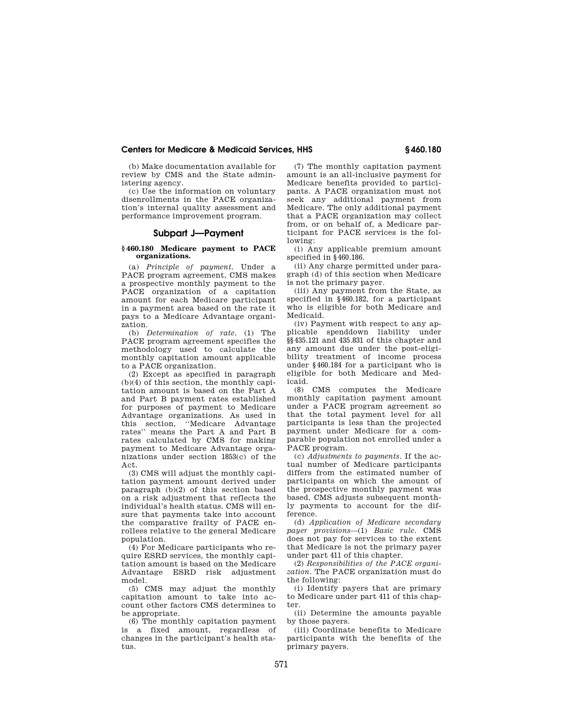(b) Make documentation available for review by CMS and the State administering agency.

(c) Use the information on voluntary disenrollments in the PACE organization's internal quality assessment and performance improvement program.

## Subpart J—Payment

### § 460.180 Medicare payment to PACE organizations.

(a) *Principle of payment.* Under a PACE program agreement, CMS makes a prospective monthly payment to the PACE organization of a capitation amount for each Medicare participant in a payment area based on the rate it pays to a Medicare Advantage organization.

(b) *Determination of rate.* (1) The PACE program agreement specifies the methodology used to calculate the monthly capitation amount applicable to a PACE organization.

(2) Except as specified in paragraph (b)(4) of this section, the monthly capitation amount is based on the Part A and Part B payment rates established for purposes of payment to Medicare Advantage organizations. As used in this section, ''Medicare Advantage rates'' means the Part A and Part B rates calculated by CMS for making payment to Medicare Advantage organizations under section 1853(c) of the Act.

(3) CMS will adjust the monthly capitation payment amount derived under paragraph (b)(2) of this section based on a risk adjustment that reflects the individual's health status. CMS will ensure that payments take into account the comparative frailty of PACE enrollees relative to the general Medicare population.

(4) For Medicare participants who require ESRD services, the monthly capitation amount is based on the Medicare Advantage ESRD risk adjustment model.

(5) CMS may adjust the monthly capitation amount to take into account other factors CMS determines to be appropriate.

(6) The monthly capitation payment is a fixed amount, regardless of changes in the participant's health status.

(7) The monthly capitation payment amount is an all-inclusive payment for Medicare benefits provided to participants. A PACE organization must not seek any additional payment from Medicare. The only additional payment that a PACE organization may collect from, or on behalf of, a Medicare participant for PACE services is the following:

(i) Any applicable premium amount specified in §460.186.

(ii) Any charge permitted under paragraph (d) of this section when Medicare is not the primary payer.

(iii) Any payment from the State, as specified in §460.182, for a participant who is eligible for both Medicare and Medicaid.

(iv) Payment with respect to any applicable spenddown liability under §§435.121 and 435.831 of this chapter and any amount due under the post-eligibility treatment of income process under §460.184 for a participant who is eligible for both Medicare and Medicaid.

(8) CMS computes the Medicare monthly capitation payment amount under a PACE program agreement so that the total payment level for all participants is less than the projected payment under Medicare for a comparable population not enrolled under a PACE program.

(c) *Adjustments to payments.* If the actual number of Medicare participants differs from the estimated number of participants on which the amount of the prospective monthly payment was based, CMS adjusts subsequent monthly payments to account for the difference.

(d) *Application of Medicare secondary payer provisions*—(1) *Basic rule.* CMS does not pay for services to the extent that Medicare is not the primary payer under part 411 of this chapter.

(2) *Responsibilities of the PACE organization.* The PACE organization must do the following:

(i) Identify payers that are primary to Medicare under part 411 of this chapter.

(ii) Determine the amounts payable by those payers.

(iii) Coordinate benefits to Medicare participants with the benefits of the primary payers.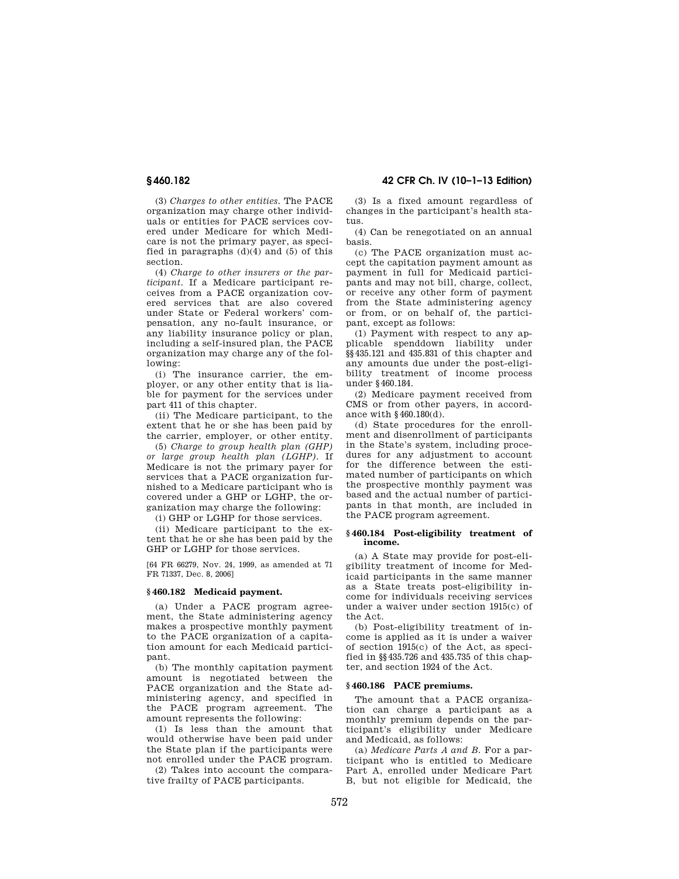(3) *Charges to other entities.* The PACE organization may charge other individuals or entities for PACE services covered under Medicare for which Medicare is not the primary payer, as specified in paragraphs (d)(4) and (5) of this section.

(4) *Charge to other insurers or the participant.* If a Medicare participant receives from a PACE organization covered services that are also covered under State or Federal workers' compensation, any no-fault insurance, or any liability insurance policy or plan, including a self-insured plan, the PACE organization may charge any of the following:

(i) The insurance carrier, the employer, or any other entity that is liable for payment for the services under part 411 of this chapter.

(ii) The Medicare participant, to the extent that he or she has been paid by the carrier, employer, or other entity.

(5) *Charge to group health plan (GHP) or large group health plan (LGHP).* If Medicare is not the primary payer for services that a PACE organization furnished to a Medicare participant who is covered under a GHP or LGHP, the organization may charge the following:

(i) GHP or LGHP for those services.

(ii) Medicare participant to the extent that he or she has been paid by the GHP or LGHP for those services.

[64 FR 66279, Nov. 24, 1999, as amended at 71 FR 71337, Dec. 8, 2006]

## § 460.182 Medicaid payment.

(a) Under a PACE program agreement, the State administering agency makes a prospective monthly payment to the PACE organization of a capitation amount for each Medicaid participant.

(b) The monthly capitation payment amount is negotiated between the PACE organization and the State administering agency, and specified in the PACE program agreement. The amount represents the following:

(1) Is less than the amount that would otherwise have been paid under the State plan if the participants were not enrolled under the PACE program.

(2) Takes into account the comparative frailty of PACE participants.

(3) Is a fixed amount regardless of changes in the participant's health status.

(4) Can be renegotiated on an annual basis.

(c) The PACE organization must accept the capitation payment amount as payment in full for Medicaid participants and may not bill, charge, collect, or receive any other form of payment from the State administering agency or from, or on behalf of, the participant, except as follows:

(1) Payment with respect to any applicable spenddown liability under §§ 435.121 and 435.831 of this chapter and any amounts due under the post-eligibility treatment of income process under § 460.184.

(2) Medicare payment received from CMS or from other payers, in accordance with § 460.180(d).

(d) State procedures for the enrollment and disenrollment of participants in the State's system, including procedures for any adjustment to account for the difference between the estimated number of participants on which the prospective monthly payment was based and the actual number of participants in that month, are included in the PACE program agreement.

## § 460.184 Post-eligibility treatment of income.

(a) A State may provide for post-eligibility treatment of income for Medicaid participants in the same manner as a State treats post-eligibility income for individuals receiving services under a waiver under section 1915(c) of the Act.

(b) Post-eligibility treatment of income is applied as it is under a waiver of section 1915(c) of the Act, as specified in §§ 435.726 and 435.735 of this chapter, and section 1924 of the Act.

## § 460.186 PACE premiums.

The amount that a PACE organization can charge a participant as a monthly premium depends on the participant's eligibility under Medicare and Medicaid, as follows:

(a) *Medicare Parts A and B.* For a participant who is entitled to Medicare Part A, enrolled under Medicare Part B, but not eligible for Medicaid, the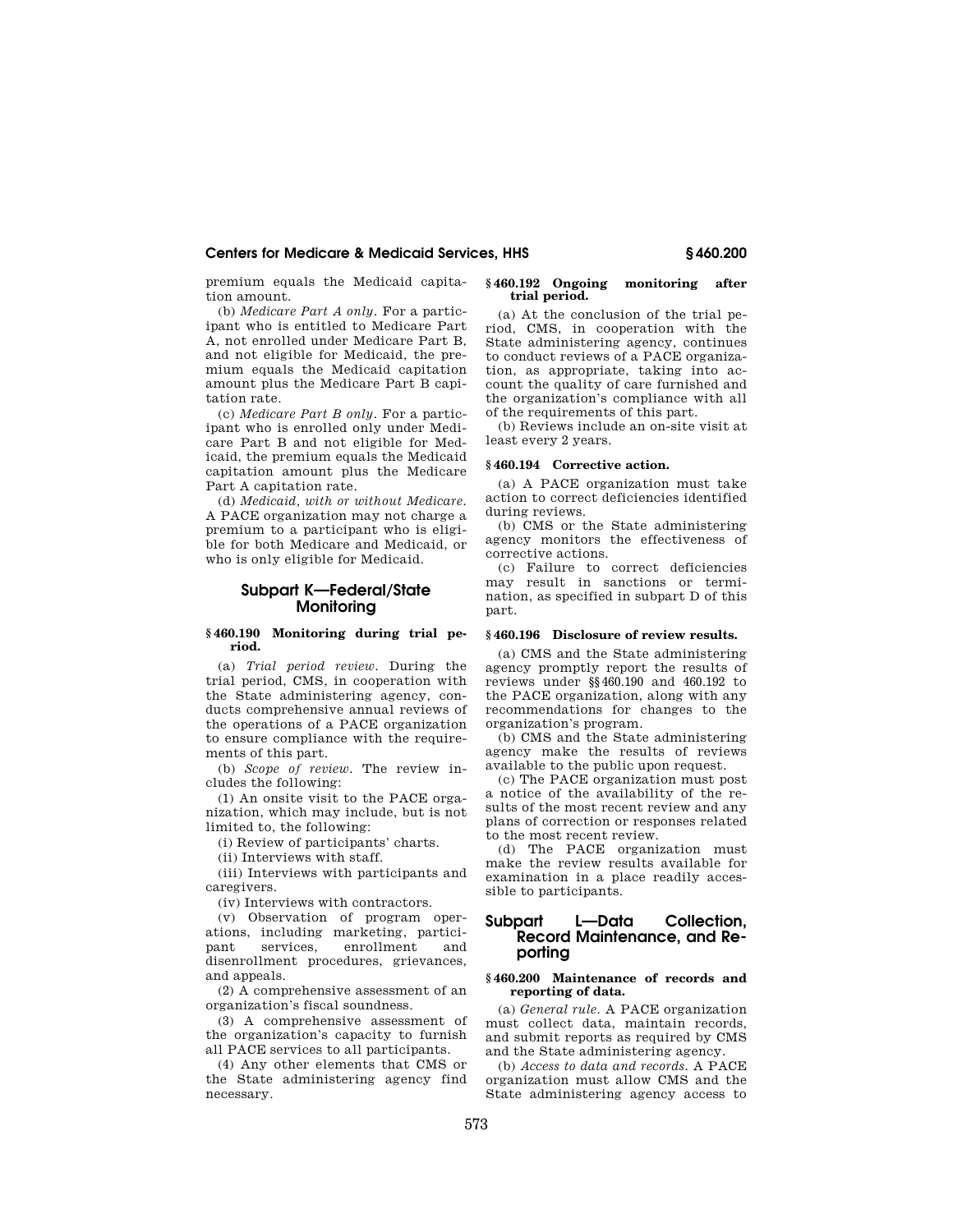premium equals the Medicaid capitation amount.

(b) *Medicare Part A only*. For a participant who is entitled to Medicare Part A, not enrolled under Medicare Part B, and not eligible for Medicaid, the premium equals the Medicaid capitation amount plus the Medicare Part B capitation rate.

(c) *Medicare Part B only*. For a participant who is enrolled only under Medicare Part B and not eligible for Medicaid, the premium equals the Medicaid capitation amount plus the Medicare Part A capitation rate.

(d) *Medicaid, with or without Medicare*. A PACE organization may not charge a premium to a participant who is eligible for both Medicare and Medicaid, or who is only eligible for Medicaid.

## Subpart K—Federal/State Monitoring

### § 460.190 Monitoring during trial period.

(a) *Trial period review*. During the trial period, CMS, in cooperation with the State administering agency, conducts comprehensive annual reviews of the operations of a PACE organization to ensure compliance with the requirements of this part.

(b) *Scope of review*. The review includes the following:

(1) An onsite visit to the PACE organization, which may include, but is not limited to, the following:

(i) Review of participants' charts.

(ii) Interviews with staff.

(iii) Interviews with participants and caregivers.

(iv) Interviews with contractors.

(v) Observation of program operations, including marketing, participant services, enrollment and disenrollment procedures, grievances, and appeals.

(2) A comprehensive assessment of an organization's fiscal soundness.

(3) A comprehensive assessment of the organization's capacity to furnish all PACE services to all participants.

(4) Any other elements that CMS or the State administering agency find necessary.

### § 460.192 Ongoing monitoring after trial period.

(a) At the conclusion of the trial period, CMS, in cooperation with the State administering agency, continues to conduct reviews of a PACE organization, as appropriate, taking into account the quality of care furnished and the organization's compliance with all of the requirements of this part.

(b) Reviews include an on-site visit at least every 2 years.

### § 460.194 Corrective action.

(a) A PACE organization must take action to correct deficiencies identified during reviews.

(b) CMS or the State administering agency monitors the effectiveness of corrective actions.

(c) Failure to correct deficiencies may result in sanctions or termination, as specified in subpart D of this part.

### § 460.196 Disclosure of review results.

(a) CMS and the State administering agency promptly report the results of reviews under §§ 460.190 and 460.192 to the PACE organization, along with any recommendations for changes to the organization's program.

(b) CMS and the State administering agency make the results of reviews available to the public upon request.

(c) The PACE organization must post a notice of the availability of the results of the most recent review and any plans of correction or responses related to the most recent review.

(d) The PACE organization must make the review results available for examination in a place readily accessible to participants.

## Subpart L—Data Collection, Record Maintenance, and Reporting

### § 460.200 Maintenance of records and reporting of data.

(a) *General rule*. A PACE organization must collect data, maintain records, and submit reports as required by CMS and the State administering agency.

(b) *Access to data and records*. A PACE organization must allow CMS and the State administering agency access to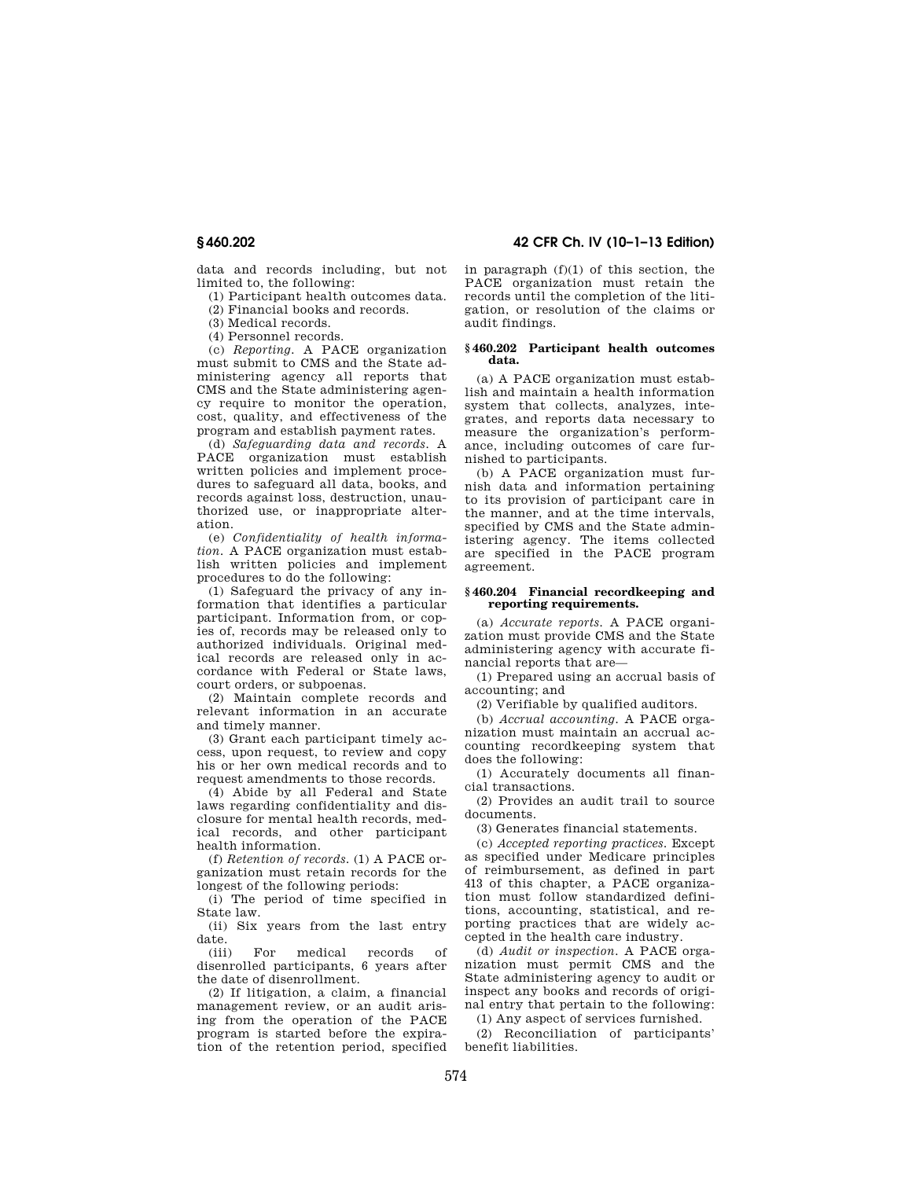data and records including, but not limited to, the following:

(1) Participant health outcomes data.

(2) Financial books and records.

(3) Medical records.

(4) Personnel records.

(c) *Reporting.* A PACE organization must submit to CMS and the State administering agency all reports that CMS and the State administering agency require to monitor the operation, cost, quality, and effectiveness of the program and establish payment rates.

(d) *Safeguarding data and records.* A PACE organization must establish written policies and implement procedures to safeguard all data, books, and records against loss, destruction, unauthorized use, or inappropriate alteration.

(e) *Confidentiality of health information.* A PACE organization must establish written policies and implement procedures to do the following:

(1) Safeguard the privacy of any information that identifies a particular participant. Information from, or copies of, records may be released only to authorized individuals. Original medical records are released only in accordance with Federal or State laws, court orders, or subpoenas.

(2) Maintain complete records and relevant information in an accurate and timely manner.

(3) Grant each participant timely access, upon request, to review and copy his or her own medical records and to request amendments to those records.

(4) Abide by all Federal and State laws regarding confidentiality and disclosure for mental health records, medical records, and other participant health information.

(f) *Retention of records.* (1) A PACE organization must retain records for the longest of the following periods:

(i) The period of time specified in State law.

(ii) Six years from the last entry date.

(iii) For medical records of disenrolled participants, 6 years after the date of disenrollment.

(2) If litigation, a claim, a financial management review, or an audit arising from the operation of the PACE program is started before the expiration of the retention period, specified in paragraph (f)(1) of this section, the PACE organization must retain the records until the completion of the litigation, or resolution of the claims or audit findings.

### § 460.202 Participant health outcomes data.

(a) A PACE organization must establish and maintain a health information system that collects, analyzes, integrates, and reports data necessary to measure the organization's performance, including outcomes of care furnished to participants.

(b) A PACE organization must furnish data and information pertaining to its provision of participant care in the manner, and at the time intervals, specified by CMS and the State administering agency. The items collected are specified in the PACE program agreement.

### § 460.204 Financial recordkeeping and reporting requirements.

(a) *Accurate reports.* A PACE organization must provide CMS and the State administering agency with accurate financial reports that are—

(1) Prepared using an accrual basis of accounting; and

(2) Verifiable by qualified auditors.

(b) *Accrual accounting.* A PACE organization must maintain an accrual accounting recordkeeping system that does the following:

(1) Accurately documents all financial transactions.

(2) Provides an audit trail to source documents.

(3) Generates financial statements.

(c) *Accepted reporting practices.* Except as specified under Medicare principles of reimbursement, as defined in part 413 of this chapter, a PACE organization must follow standardized definitions, accounting, statistical, and reporting practices that are widely accepted in the health care industry.

(d) *Audit or inspection.* A PACE organization must permit CMS and the State administering agency to audit or inspect any books and records of original entry that pertain to the following:

(1) Any aspect of services furnished.

(2) Reconciliation of participants' benefit liabilities.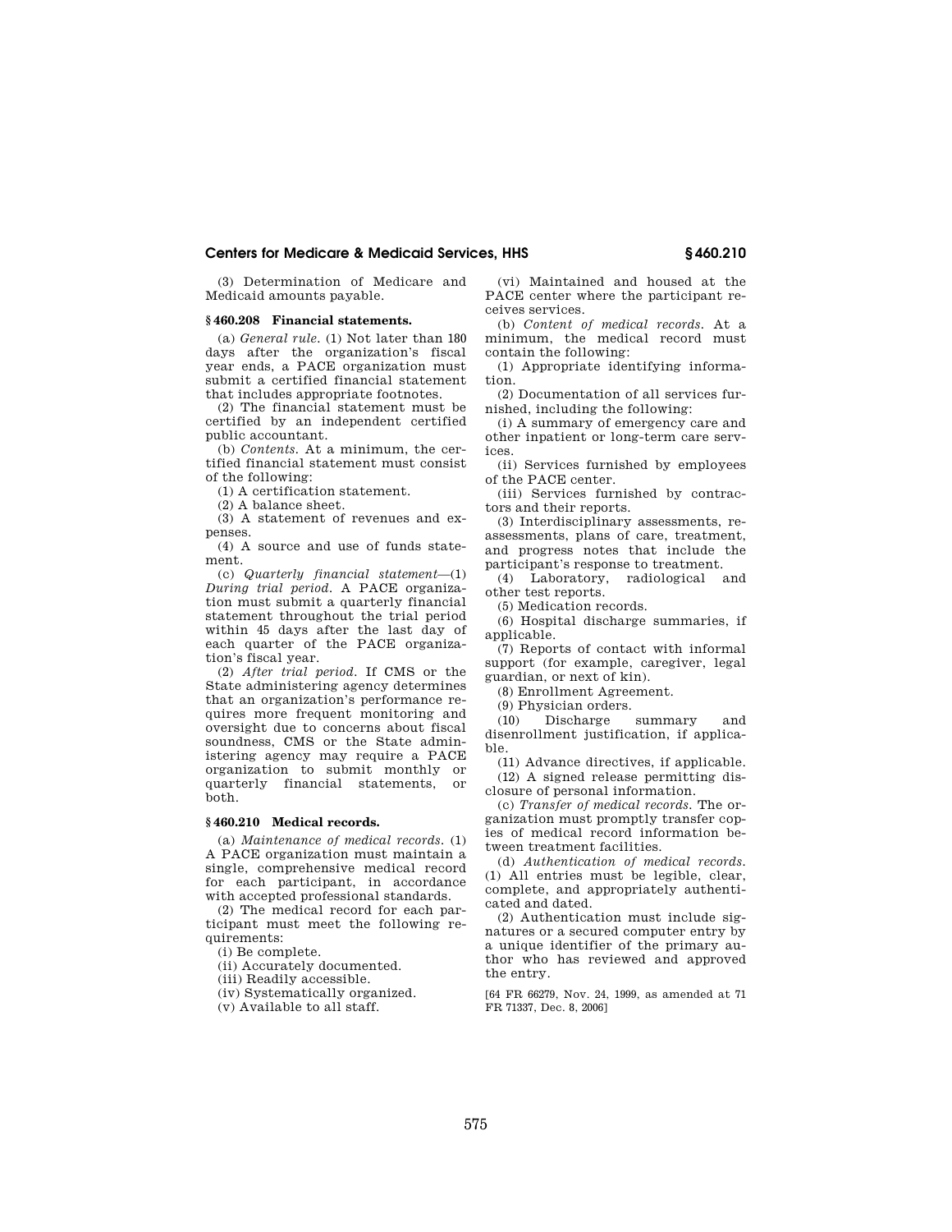(3) Determination of Medicare and Medicaid amounts payable.

### § 460.208 Financial statements.

(a) *General rule.* (1) Not later than 180 days after the organization's fiscal year ends, a PACE organization must submit a certified financial statement that includes appropriate footnotes.

(2) The financial statement must be certified by an independent certified public accountant.

(b) *Contents.* At a minimum, the certified financial statement must consist of the following:

(1) A certification statement.

(2) A balance sheet.

(3) A statement of revenues and expenses.

(4) A source and use of funds statement.

(c) *Quarterly financial statement*—(1) *During trial period.* A PACE organization must submit a quarterly financial statement throughout the trial period within 45 days after the last day of each quarter of the PACE organization's fiscal year.

(2) *After trial period.* If CMS or the State administering agency determines that an organization's performance requires more frequent monitoring and oversight due to concerns about fiscal soundness, CMS or the State administering agency may require a PACE organization to submit monthly or quarterly financial statements, or both.

### § 460.210 Medical records.

(a) *Maintenance of medical records.* (1) A PACE organization must maintain a single, comprehensive medical record for each participant, in accordance with accepted professional standards.

(2) The medical record for each participant must meet the following requirements:

(i) Be complete.

(ii) Accurately documented.

(iii) Readily accessible.

(iv) Systematically organized.

(v) Available to all staff.

(vi) Maintained and housed at the PACE center where the participant receives services.

(b) *Content of medical records.* At a minimum, the medical record must contain the following:

(1) Appropriate identifying information.

(2) Documentation of all services furnished, including the following:

(i) A summary of emergency care and other inpatient or long-term care services.

(ii) Services furnished by employees of the PACE center.

(iii) Services furnished by contractors and their reports.

(3) Interdisciplinary assessments, reassessments, plans of care, treatment, and progress notes that include the participant's response to treatment.

(4) Laboratory, radiological and other test reports.

(5) Medication records.

(6) Hospital discharge summaries, if applicable.

(7) Reports of contact with informal support (for example, caregiver, legal guardian, or next of kin).

(8) Enrollment Agreement.

(9) Physician orders.

(10) Discharge summary and disenrollment justification, if applicable.

(11) Advance directives, if applicable.

(12) A signed release permitting disclosure of personal information.

(c) *Transfer of medical records.* The organization must promptly transfer copies of medical record information between treatment facilities.

(d) *Authentication of medical records.* (1) All entries must be legible, clear, complete, and appropriately authenticated and dated.

(2) Authentication must include signatures or a secured computer entry by a unique identifier of the primary author who has reviewed and approved the entry.

[64 FR 66279, Nov. 24, 1999, as amended at 71 FR 71337, Dec. 8, 2006]